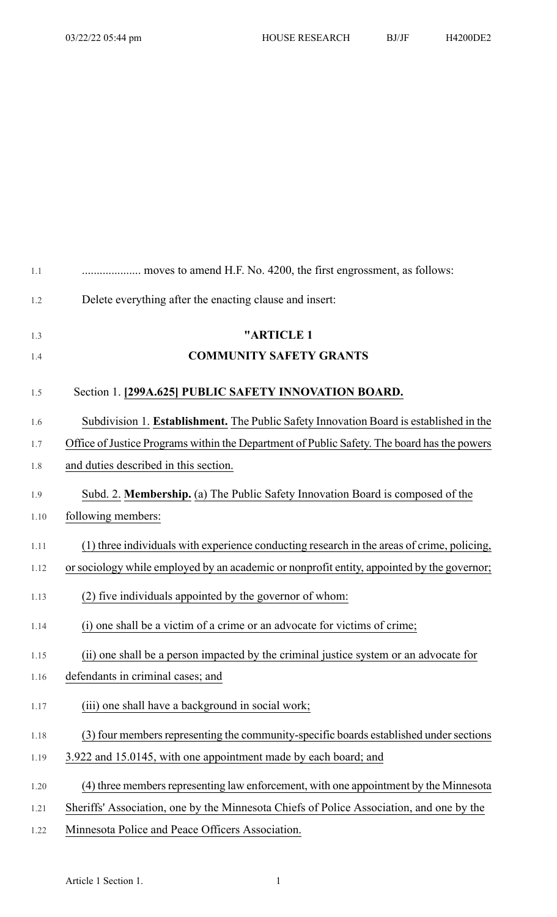.................... moves to amend H.F. No. 4200, the first engrossment, as follows:

Delete everything after the enacting clause and insert:

## "ARTICLE 1
## COMMUNITY SAFETY GRANTS

### Section 1. **[299A.625] PUBLIC SAFETY INNOVATION BOARD.**

Subdivision 1. **Establishment.** The Public Safety Innovation Board is established in the Office of Justice Programs within the Department of Public Safety. The board has the powers and duties described in this section.

Subd. 2. **Membership.** (a) The Public Safety Innovation Board is composed of the following members:

(1) three individuals with experience conducting research in the areas of crime, policing, or sociology while employed by an academic or nonprofit entity, appointed by the governor;

(2) five individuals appointed by the governor of whom:

(i) one shall be a victim of a crime or an advocate for victims of crime;

(ii) one shall be a person impacted by the criminal justice system or an advocate for defendants in criminal cases; and

(iii) one shall have a background in social work;

(3) four members representing the community-specific boards established under sections 3.922 and 15.0145, with one appointment made by each board; and

(4) three members representing law enforcement, with one appointment by the Minnesota Sheriffs' Association, one by the Minnesota Chiefs of Police Association, and one by the Minnesota Police and Peace Officers Association.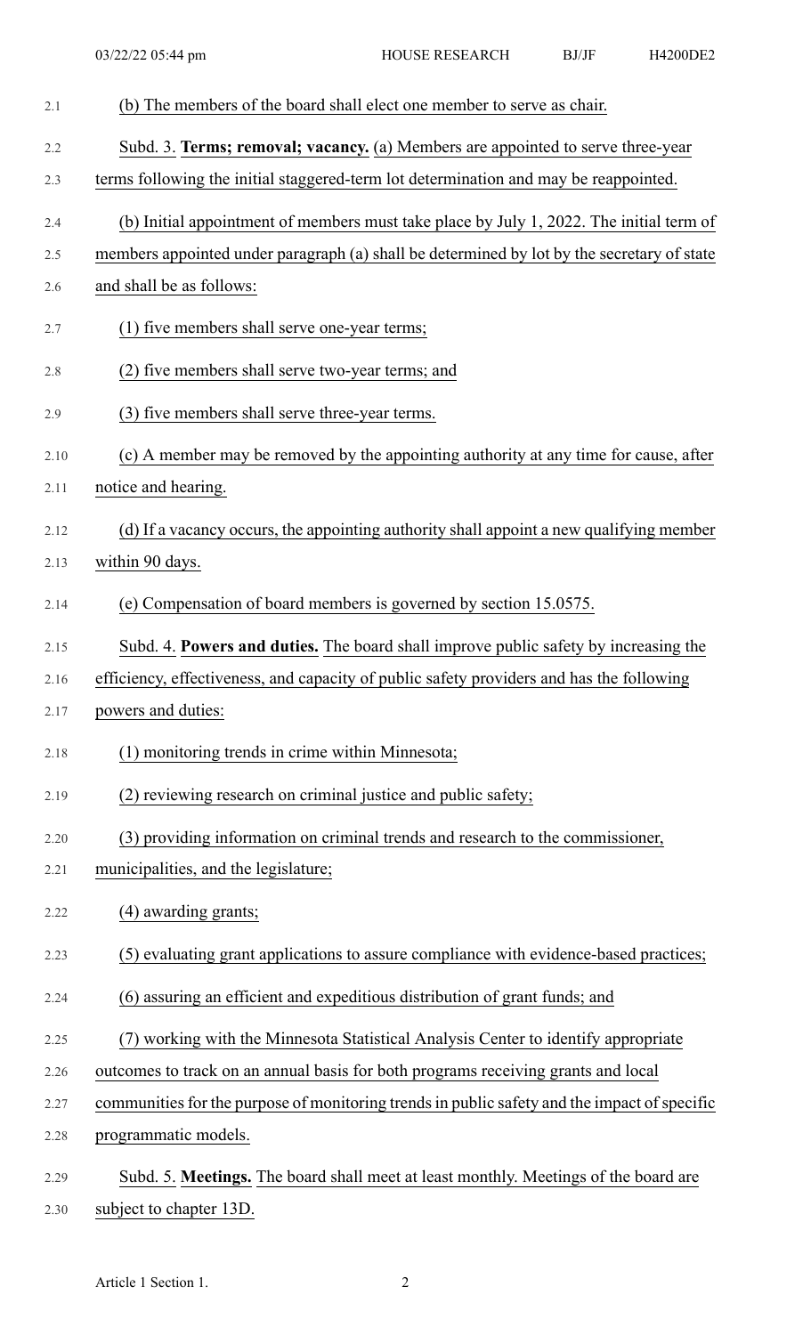(b) The members of the board shall elect one member to serve as chair.

Subd. 3. **Terms; removal; vacancy.** (a) Members are appointed to serve three-year terms following the initial staggered-term lot determination and may be reappointed.

(b) Initial appointment of members must take place by July 1, 2022. The initial term of members appointed under paragraph (a) shall be determined by lot by the secretary of state and shall be as follows:

(1) five members shall serve one-year terms;

(2) five members shall serve two-year terms; and

(3) five members shall serve three-year terms.

(c) A member may be removed by the appointing authority at any time for cause, after notice and hearing.

(d) If a vacancy occurs, the appointing authority shall appoint a new qualifying member within 90 days.

(e) Compensation of board members is governed by section 15.0575.

Subd. 4. **Powers and duties.** The board shall improve public safety by increasing the efficiency, effectiveness, and capacity of public safety providers and has the following powers and duties:

(1) monitoring trends in crime within Minnesota;

(2) reviewing research on criminal justice and public safety;

(3) providing information on criminal trends and research to the commissioner, municipalities, and the legislature;

(4) awarding grants;

(5) evaluating grant applications to assure compliance with evidence-based practices;

(6) assuring an efficient and expeditious distribution of grant funds; and

(7) working with the Minnesota Statistical Analysis Center to identify appropriate outcomes to track on an annual basis for both programs receiving grants and local communities for the purpose of monitoring trends in public safety and the impact of specific programmatic models.

Subd. 5. **Meetings.** The board shall meet at least monthly. Meetings of the board are subject to chapter 13D.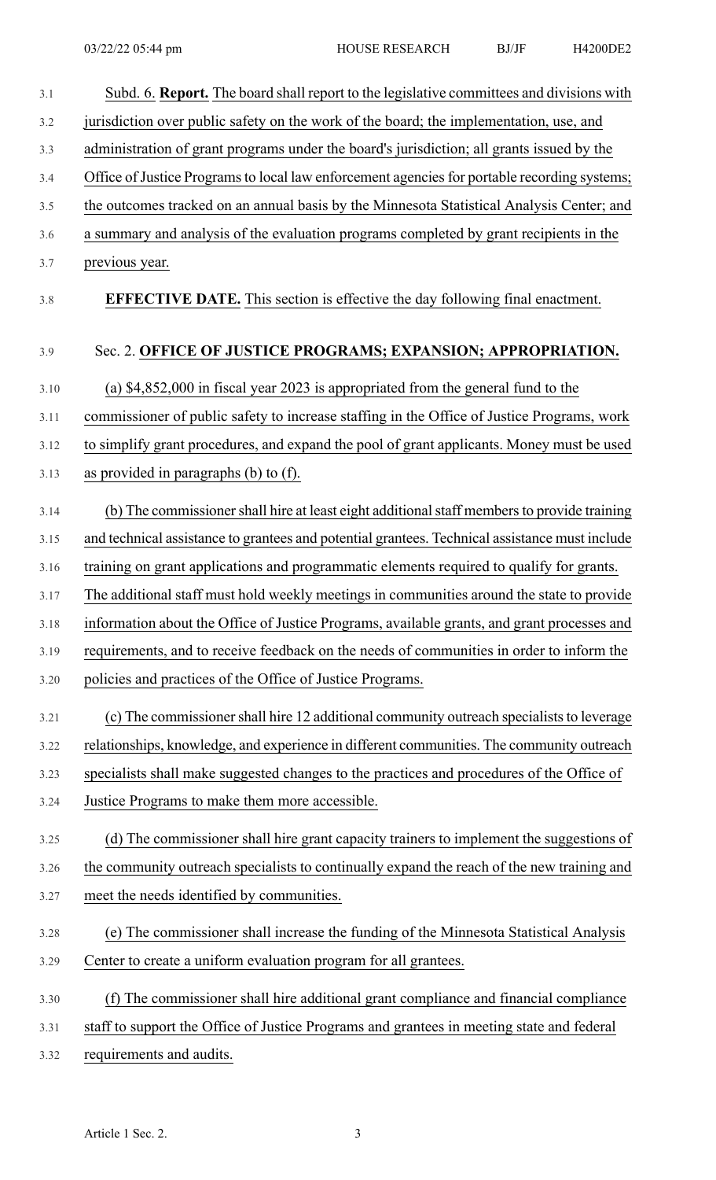Subd. 6. **Report.** The board shall report to the legislative committees and divisions with jurisdiction over public safety on the work of the board; the implementation, use, and administration of grant programs under the board's jurisdiction; all grants issued by the Office of Justice Programs to local law enforcement agencies for portable recording systems; the outcomes tracked on an annual basis by the Minnesota Statistical Analysis Center; and a summary and analysis of the evaluation programs completed by grant recipients in the previous year.

**EFFECTIVE DATE.** This section is effective the day following final enactment.

Sec. 2. **OFFICE OF JUSTICE PROGRAMS; EXPANSION; APPROPRIATION.**

(a) $4,852,000 in fiscal year 2023 is appropriated from the general fund to the commissioner of public safety to increase staffing in the Office of Justice Programs, work to simplify grant procedures, and expand the pool of grant applicants. Money must be used as provided in paragraphs (b) to (f).

(b) The commissioner shall hire at least eight additional staff members to provide training and technical assistance to grantees and potential grantees. Technical assistance must include training on grant applications and programmatic elements required to qualify for grants. The additional staff must hold weekly meetings in communities around the state to provide information about the Office of Justice Programs, available grants, and grant processes and requirements, and to receive feedback on the needs of communities in order to inform the policies and practices of the Office of Justice Programs.

(c) The commissioner shall hire 12 additional community outreach specialists to leverage relationships, knowledge, and experience in different communities. The community outreach specialists shall make suggested changes to the practices and procedures of the Office of Justice Programs to make them more accessible.

(d) The commissioner shall hire grant capacity trainers to implement the suggestions of the community outreach specialists to continually expand the reach of the new training and meet the needs identified by communities.

(e) The commissioner shall increase the funding of the Minnesota Statistical Analysis Center to create a uniform evaluation program for all grantees.

(f) The commissioner shall hire additional grant compliance and financial compliance staff to support the Office of Justice Programs and grantees in meeting state and federal requirements and audits.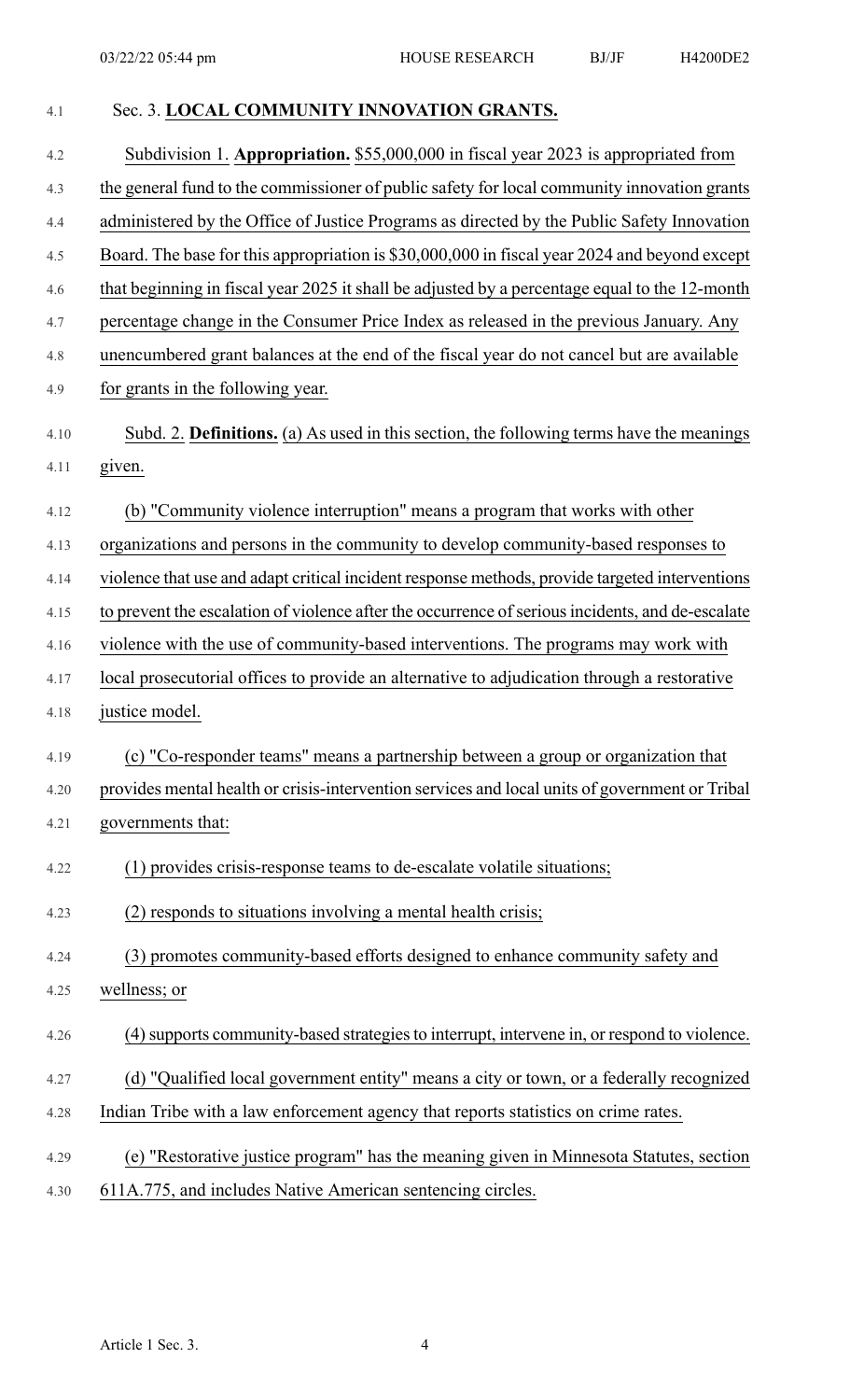Sec. 3. **LOCAL COMMUNITY INNOVATION GRANTS.**

Subdivision 1. **Appropriation.** $55,000,000 in fiscal year 2023 is appropriated from the general fund to the commissioner of public safety for local community innovation grants administered by the Office of Justice Programs as directed by the Public Safety Innovation Board. The base for this appropriation is $30,000,000 in fiscal year 2024 and beyond except that beginning in fiscal year 2025 it shall be adjusted by a percentage equal to the 12-month percentage change in the Consumer Price Index as released in the previous January. Any unencumbered grant balances at the end of the fiscal year do not cancel but are available for grants in the following year.

Subd. 2. **Definitions.** (a) As used in this section, the following terms have the meanings given.

(b) "Community violence interruption" means a program that works with other organizations and persons in the community to develop community-based responses to violence that use and adapt critical incident response methods, provide targeted interventions to prevent the escalation of violence after the occurrence of serious incidents, and de-escalate violence with the use of community-based interventions. The programs may work with local prosecutorial offices to provide an alternative to adjudication through a restorative justice model.

(c) "Co-responder teams" means a partnership between a group or organization that provides mental health or crisis-intervention services and local units of government or Tribal governments that:

(1) provides crisis-response teams to de-escalate volatile situations;

(2) responds to situations involving a mental health crisis;

(3) promotes community-based efforts designed to enhance community safety and wellness; or

(4) supports community-based strategies to interrupt, intervene in, or respond to violence.

(d) "Qualified local government entity" means a city or town, or a federally recognized Indian Tribe with a law enforcement agency that reports statistics on crime rates.

(e) "Restorative justice program" has the meaning given in Minnesota Statutes, section 611A.775, and includes Native American sentencing circles.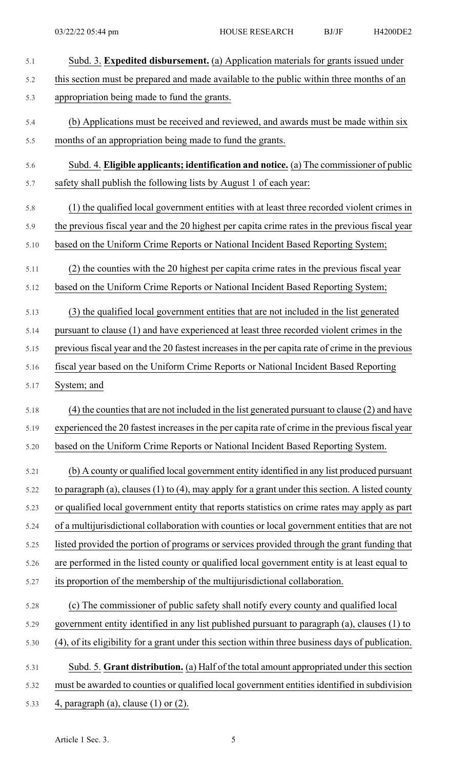Subd. 3. **Expedited disbursement.** (a) Application materials for grants issued under this section must be prepared and made available to the public within three months of an appropriation being made to fund the grants.

(b) Applications must be received and reviewed, and awards must be made within six months of an appropriation being made to fund the grants.

Subd. 4. **Eligible applicants; identification and notice.** (a) The commissioner of public safety shall publish the following lists by August 1 of each year:

(1) the qualified local government entities with at least three recorded violent crimes in the previous fiscal year and the 20 highest per capita crime rates in the previous fiscal year based on the Uniform Crime Reports or National Incident Based Reporting System;

(2) the counties with the 20 highest per capita crime rates in the previous fiscal year based on the Uniform Crime Reports or National Incident Based Reporting System;

(3) the qualified local government entities that are not included in the list generated pursuant to clause (1) and have experienced at least three recorded violent crimes in the previous fiscal year and the 20 fastest increases in the per capita rate of crime in the previous fiscal year based on the Uniform Crime Reports or National Incident Based Reporting System; and

(4) the counties that are not included in the list generated pursuant to clause (2) and have experienced the 20 fastest increases in the per capita rate of crime in the previous fiscal year based on the Uniform Crime Reports or National Incident Based Reporting System.

(b) A county or qualified local government entity identified in any list produced pursuant to paragraph (a), clauses (1) to (4), may apply for a grant under this section. A listed county or qualified local government entity that reports statistics on crime rates may apply as part of a multijurisdictional collaboration with counties or local government entities that are not listed provided the portion of programs or services provided through the grant funding that are performed in the listed county or qualified local government entity is at least equal to its proportion of the membership of the multijurisdictional collaboration.

(c) The commissioner of public safety shall notify every county and qualified local government entity identified in any list published pursuant to paragraph (a), clauses (1) to (4), of its eligibility for a grant under this section within three business days of publication.

Subd. 5. **Grant distribution.** (a) Half of the total amount appropriated under this section must be awarded to counties or qualified local government entities identified in subdivision 4, paragraph (a), clause (1) or (2).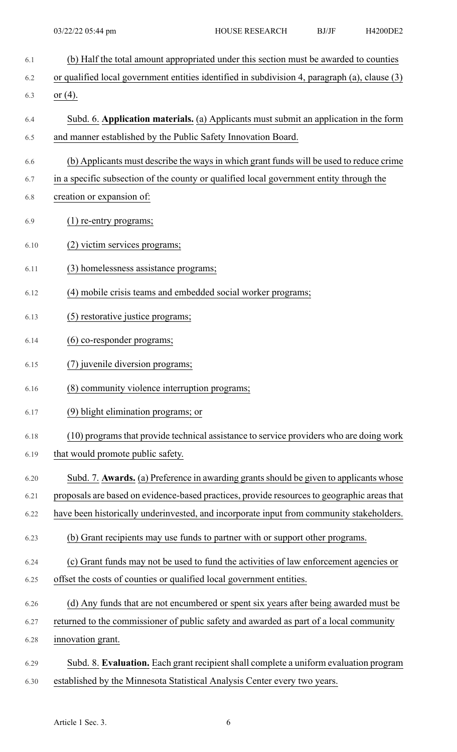(b) Half the total amount appropriated under this section must be awarded to counties or qualified local government entities identified in subdivision 4, paragraph (a), clause (3) or (4).

Subd. 6. **Application materials.** (a) Applicants must submit an application in the form and manner established by the Public Safety Innovation Board.

(b) Applicants must describe the ways in which grant funds will be used to reduce crime in a specific subsection of the county or qualified local government entity through the creation or expansion of:

(1) re-entry programs;

(2) victim services programs;

(3) homelessness assistance programs;

(4) mobile crisis teams and embedded social worker programs;

(5) restorative justice programs;

(6) co-responder programs;

(7) juvenile diversion programs;

(8) community violence interruption programs;

(9) blight elimination programs; or

(10) programs that provide technical assistance to service providers who are doing work that would promote public safety.

Subd. 7. **Awards.** (a) Preference in awarding grants should be given to applicants whose proposals are based on evidence-based practices, provide resources to geographic areas that have been historically underinvested, and incorporate input from community stakeholders.

(b) Grant recipients may use funds to partner with or support other programs.

(c) Grant funds may not be used to fund the activities of law enforcement agencies or offset the costs of counties or qualified local government entities.

(d) Any funds that are not encumbered or spent six years after being awarded must be returned to the commissioner of public safety and awarded as part of a local community innovation grant.

Subd. 8. **Evaluation.** Each grant recipient shall complete a uniform evaluation program established by the Minnesota Statistical Analysis Center every two years.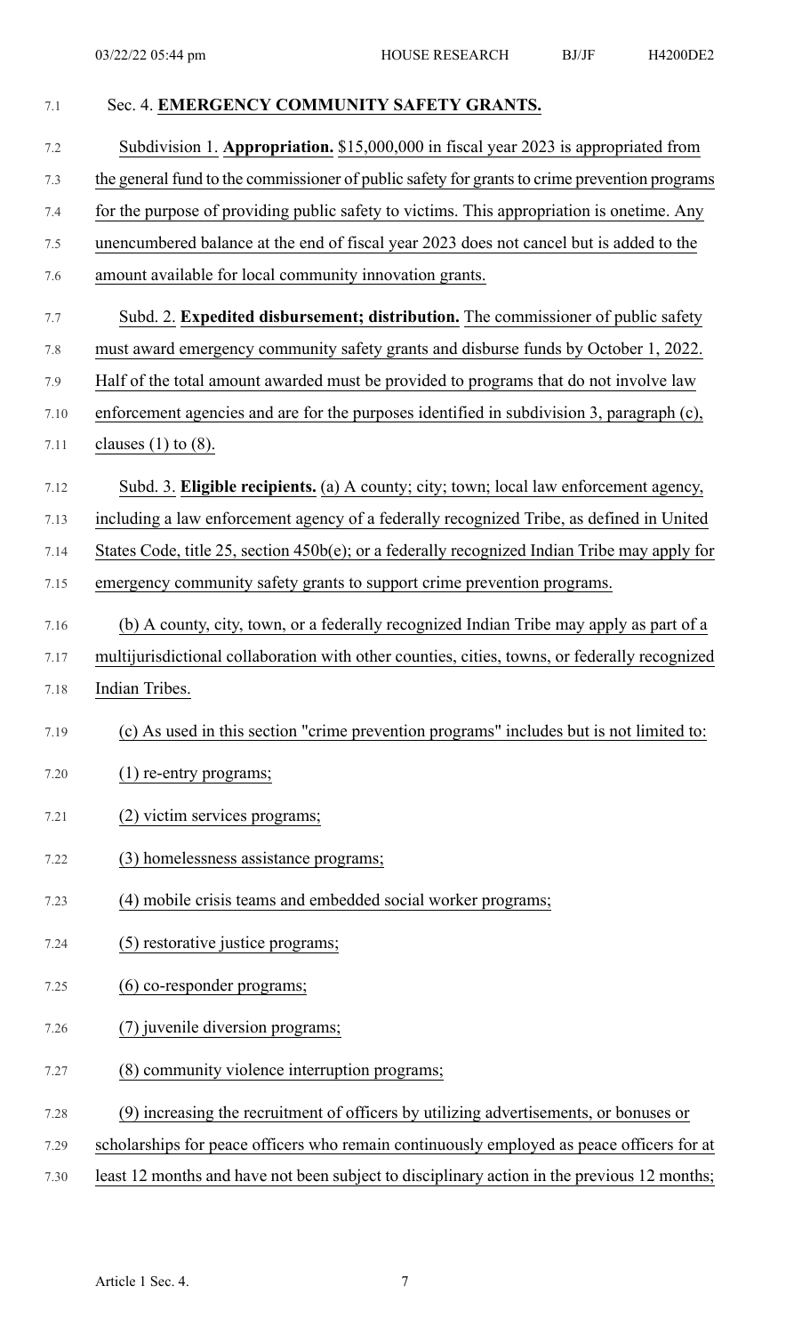Sec. 4. **EMERGENCY COMMUNITY SAFETY GRANTS.**

Subdivision 1. **Appropriation.** $15,000,000 in fiscal year 2023 is appropriated from the general fund to the commissioner of public safety for grants to crime prevention programs for the purpose of providing public safety to victims. This appropriation is onetime. Any unencumbered balance at the end of fiscal year 2023 does not cancel but is added to the amount available for local community innovation grants.

Subd. 2. **Expedited disbursement; distribution.** The commissioner of public safety must award emergency community safety grants and disburse funds by October 1, 2022. Half of the total amount awarded must be provided to programs that do not involve law enforcement agencies and are for the purposes identified in subdivision 3, paragraph (c), clauses (1) to (8).

Subd. 3. **Eligible recipients.** (a) A county; city; town; local law enforcement agency, including a law enforcement agency of a federally recognized Tribe, as defined in United States Code, title 25, section 450b(e); or a federally recognized Indian Tribe may apply for emergency community safety grants to support crime prevention programs.

(b) A county, city, town, or a federally recognized Indian Tribe may apply as part of a multijurisdictional collaboration with other counties, cities, towns, or federally recognized Indian Tribes.

(c) As used in this section "crime prevention programs" includes but is not limited to:

(1) re-entry programs;

(2) victim services programs;

(3) homelessness assistance programs;

(4) mobile crisis teams and embedded social worker programs;

(5) restorative justice programs;

(6) co-responder programs;

(7) juvenile diversion programs;

(8) community violence interruption programs;

(9) increasing the recruitment of officers by utilizing advertisements, or bonuses or scholarships for peace officers who remain continuously employed as peace officers for at least 12 months and have not been subject to disciplinary action in the previous 12 months;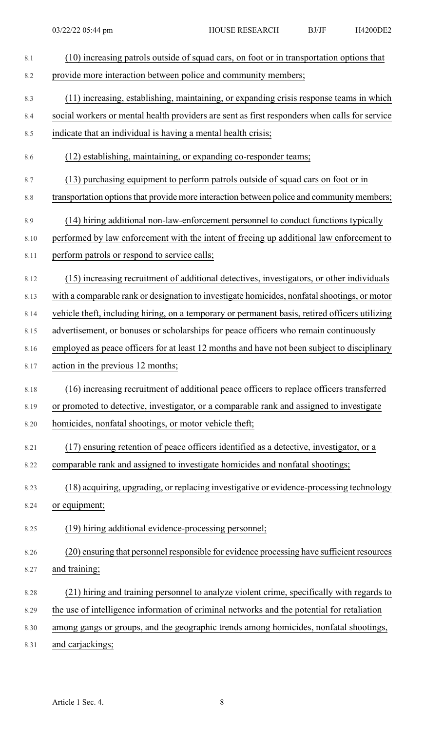(10) increasing patrols outside of squad cars, on foot or in transportation options that provide more interaction between police and community members;

(11) increasing, establishing, maintaining, or expanding crisis response teams in which social workers or mental health providers are sent as first responders when calls for service indicate that an individual is having a mental health crisis;

(12) establishing, maintaining, or expanding co-responder teams;

(13) purchasing equipment to perform patrols outside of squad cars on foot or in transportation options that provide more interaction between police and community members;

(14) hiring additional non-law-enforcement personnel to conduct functions typically performed by law enforcement with the intent of freeing up additional law enforcement to perform patrols or respond to service calls;

(15) increasing recruitment of additional detectives, investigators, or other individuals with a comparable rank or designation to investigate homicides, nonfatal shootings, or motor vehicle theft, including hiring, on a temporary or permanent basis, retired officers utilizing advertisement, or bonuses or scholarships for peace officers who remain continuously employed as peace officers for at least 12 months and have not been subject to disciplinary action in the previous 12 months;

(16) increasing recruitment of additional peace officers to replace officers transferred or promoted to detective, investigator, or a comparable rank and assigned to investigate homicides, nonfatal shootings, or motor vehicle theft;

(17) ensuring retention of peace officers identified as a detective, investigator, or a comparable rank and assigned to investigate homicides and nonfatal shootings;

(18) acquiring, upgrading, or replacing investigative or evidence-processing technology or equipment;

(19) hiring additional evidence-processing personnel;

(20) ensuring that personnel responsible for evidence processing have sufficient resources and training;

(21) hiring and training personnel to analyze violent crime, specifically with regards to the use of intelligence information of criminal networks and the potential for retaliation among gangs or groups, and the geographic trends among homicides, nonfatal shootings, and carjackings;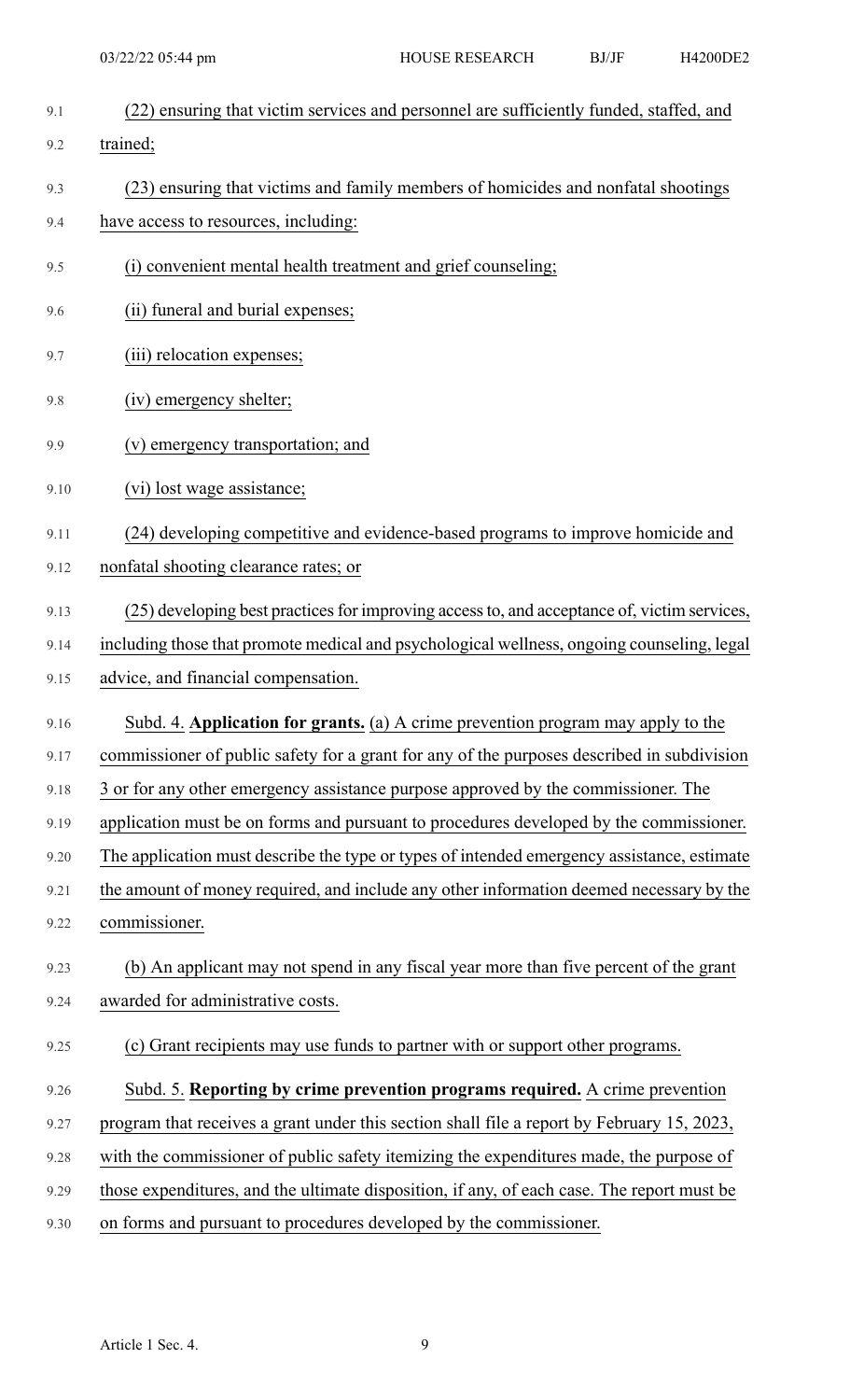(22) ensuring that victim services and personnel are sufficiently funded, staffed, and trained;

(23) ensuring that victims and family members of homicides and nonfatal shootings have access to resources, including:

(i) convenient mental health treatment and grief counseling;

(ii) funeral and burial expenses;

(iii) relocation expenses;

(iv) emergency shelter;

(v) emergency transportation; and

(vi) lost wage assistance;

(24) developing competitive and evidence-based programs to improve homicide and nonfatal shooting clearance rates; or

(25) developing best practices for improving access to, and acceptance of, victim services, including those that promote medical and psychological wellness, ongoing counseling, legal advice, and financial compensation.

Subd. 4. **Application for grants.** (a) A crime prevention program may apply to the commissioner of public safety for a grant for any of the purposes described in subdivision 3 or for any other emergency assistance purpose approved by the commissioner. The application must be on forms and pursuant to procedures developed by the commissioner. The application must describe the type or types of intended emergency assistance, estimate the amount of money required, and include any other information deemed necessary by the commissioner.

(b) An applicant may not spend in any fiscal year more than five percent of the grant awarded for administrative costs.

(c) Grant recipients may use funds to partner with or support other programs.

Subd. 5. **Reporting by crime prevention programs required.** A crime prevention program that receives a grant under this section shall file a report by February 15, 2023, with the commissioner of public safety itemizing the expenditures made, the purpose of those expenditures, and the ultimate disposition, if any, of each case. The report must be on forms and pursuant to procedures developed by the commissioner.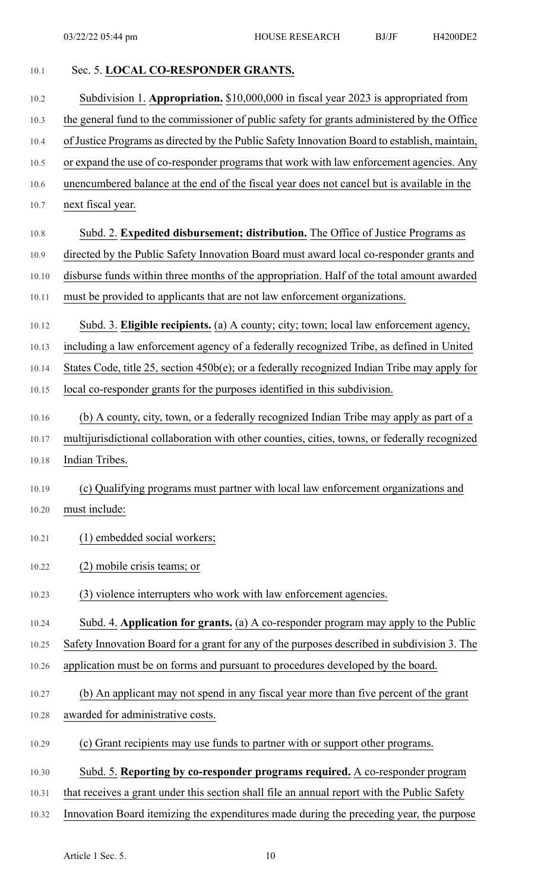Sec. 5. **LOCAL CO-RESPONDER GRANTS.**

Subdivision 1. **Appropriation.** $10,000,000 in fiscal year 2023 is appropriated from the general fund to the commissioner of public safety for grants administered by the Office of Justice Programs as directed by the Public Safety Innovation Board to establish, maintain, or expand the use of co-responder programs that work with law enforcement agencies. Any unencumbered balance at the end of the fiscal year does not cancel but is available in the next fiscal year.

Subd. 2. **Expedited disbursement; distribution.** The Office of Justice Programs as directed by the Public Safety Innovation Board must award local co-responder grants and disburse funds within three months of the appropriation. Half of the total amount awarded must be provided to applicants that are not law enforcement organizations.

Subd. 3. **Eligible recipients.** (a) A county; city; town; local law enforcement agency, including a law enforcement agency of a federally recognized Tribe, as defined in United States Code, title 25, section 450b(e); or a federally recognized Indian Tribe may apply for local co-responder grants for the purposes identified in this subdivision.

(b) A county, city, town, or a federally recognized Indian Tribe may apply as part of a multijurisdictional collaboration with other counties, cities, towns, or federally recognized Indian Tribes.

(c) Qualifying programs must partner with local law enforcement organizations and must include:

(1) embedded social workers;

(2) mobile crisis teams; or

(3) violence interrupters who work with law enforcement agencies.

Subd. 4. **Application for grants.** (a) A co-responder program may apply to the Public Safety Innovation Board for a grant for any of the purposes described in subdivision 3. The application must be on forms and pursuant to procedures developed by the board.

(b) An applicant may not spend in any fiscal year more than five percent of the grant awarded for administrative costs.

(c) Grant recipients may use funds to partner with or support other programs.

Subd. 5. **Reporting by co-responder programs required.** A co-responder program that receives a grant under this section shall file an annual report with the Public Safety Innovation Board itemizing the expenditures made during the preceding year, the purpose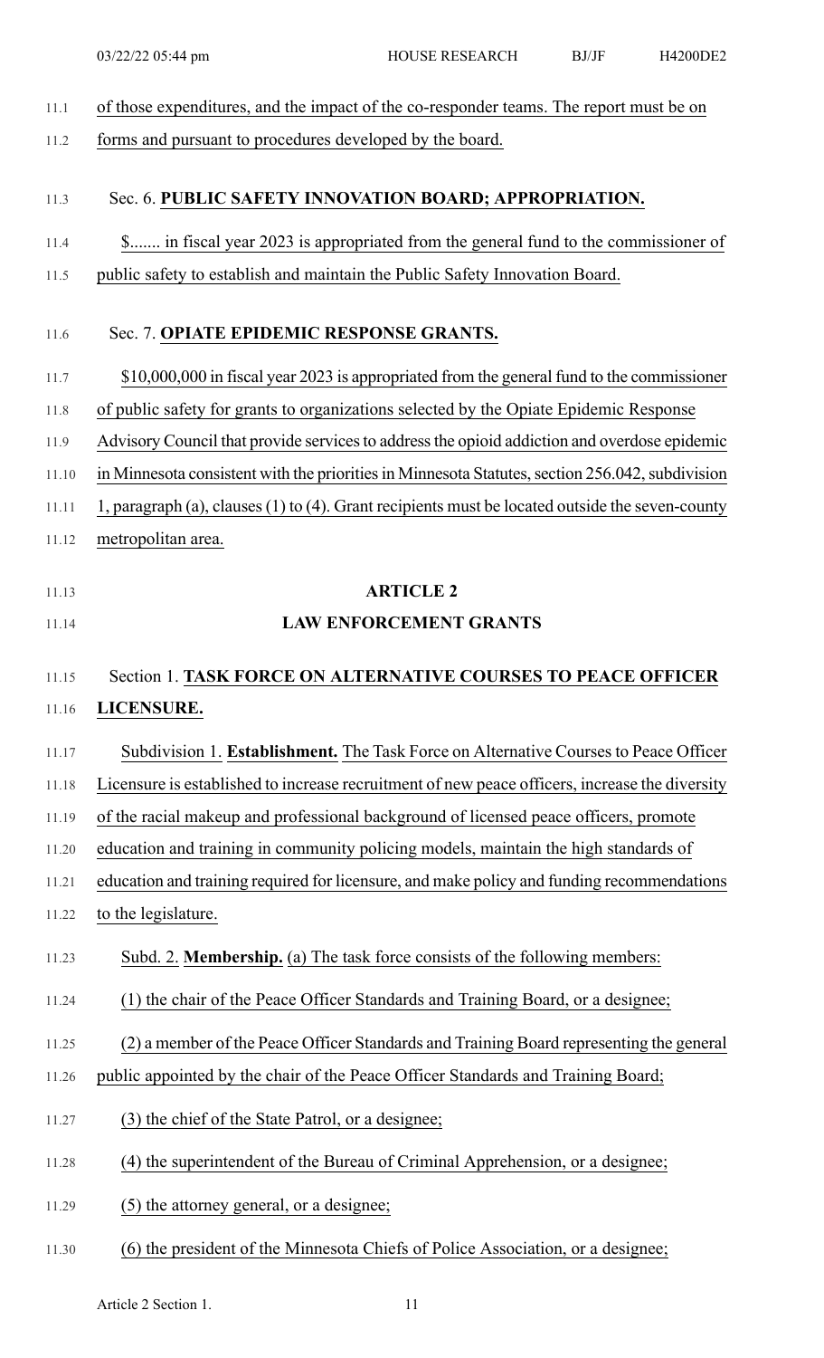of those expenditures, and the impact of the co-responder teams. The report must be on forms and pursuant to procedures developed by the board.

Sec. 6. **PUBLIC SAFETY INNOVATION BOARD; APPROPRIATION.**

$....... in fiscal year 2023 is appropriated from the general fund to the commissioner of public safety to establish and maintain the Public Safety Innovation Board.

Sec. 7. **OPIATE EPIDEMIC RESPONSE GRANTS.**

$10,000,000 in fiscal year 2023 is appropriated from the general fund to the commissioner of public safety for grants to organizations selected by the Opiate Epidemic Response Advisory Council that provide services to address the opioid addiction and overdose epidemic in Minnesota consistent with the priorities in Minnesota Statutes, section 256.042, subdivision 1, paragraph (a), clauses (1) to (4). Grant recipients must be located outside the seven-county metropolitan area.

## ARTICLE 2

## LAW ENFORCEMENT GRANTS

Section 1. **TASK FORCE ON ALTERNATIVE COURSES TO PEACE OFFICER LICENSURE.**

Subdivision 1. **Establishment.** The Task Force on Alternative Courses to Peace Officer Licensure is established to increase recruitment of new peace officers, increase the diversity of the racial makeup and professional background of licensed peace officers, promote education and training in community policing models, maintain the high standards of education and training required for licensure, and make policy and funding recommendations to the legislature.

Subd. 2. **Membership.** (a) The task force consists of the following members:

(1) the chair of the Peace Officer Standards and Training Board, or a designee;

(2) a member of the Peace Officer Standards and Training Board representing the general public appointed by the chair of the Peace Officer Standards and Training Board;

(3) the chief of the State Patrol, or a designee;

(4) the superintendent of the Bureau of Criminal Apprehension, or a designee;

(5) the attorney general, or a designee;

(6) the president of the Minnesota Chiefs of Police Association, or a designee;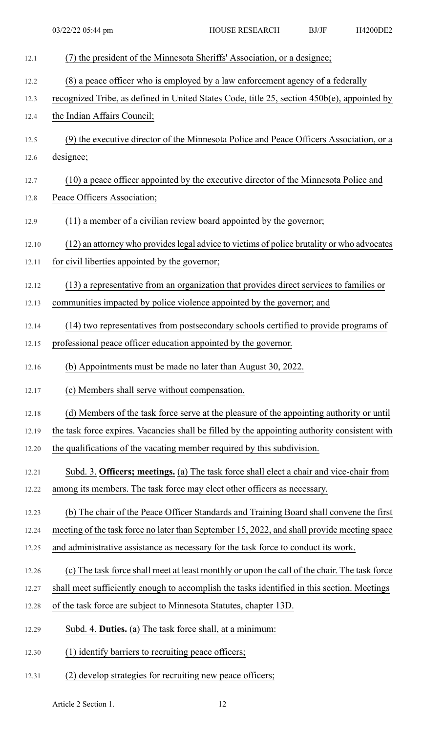(7) the president of the Minnesota Sheriffs' Association, or a designee;

(8) a peace officer who is employed by a law enforcement agency of a federally recognized Tribe, as defined in United States Code, title 25, section 450b(e), appointed by the Indian Affairs Council;

(9) the executive director of the Minnesota Police and Peace Officers Association, or a designee;

(10) a peace officer appointed by the executive director of the Minnesota Police and Peace Officers Association;

(11) a member of a civilian review board appointed by the governor;

(12) an attorney who provides legal advice to victims of police brutality or who advocates for civil liberties appointed by the governor;

(13) a representative from an organization that provides direct services to families or communities impacted by police violence appointed by the governor; and

(14) two representatives from postsecondary schools certified to provide programs of professional peace officer education appointed by the governor.

(b) Appointments must be made no later than August 30, 2022.

(c) Members shall serve without compensation.

(d) Members of the task force serve at the pleasure of the appointing authority or until the task force expires. Vacancies shall be filled by the appointing authority consistent with the qualifications of the vacating member required by this subdivision.

Subd. 3. **Officers; meetings.** (a) The task force shall elect a chair and vice-chair from among its members. The task force may elect other officers as necessary.

(b) The chair of the Peace Officer Standards and Training Board shall convene the first meeting of the task force no later than September 15, 2022, and shall provide meeting space and administrative assistance as necessary for the task force to conduct its work.

(c) The task force shall meet at least monthly or upon the call of the chair. The task force shall meet sufficiently enough to accomplish the tasks identified in this section. Meetings of the task force are subject to Minnesota Statutes, chapter 13D.

Subd. 4. **Duties.** (a) The task force shall, at a minimum:

(1) identify barriers to recruiting peace officers;

(2) develop strategies for recruiting new peace officers;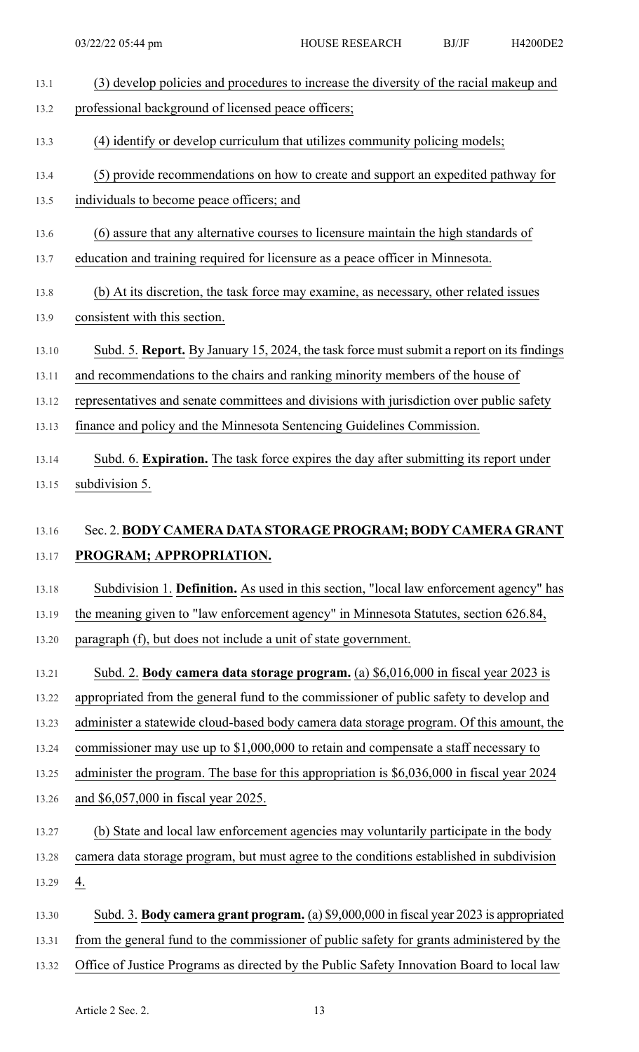(3) develop policies and procedures to increase the diversity of the racial makeup and professional background of licensed peace officers;

(4) identify or develop curriculum that utilizes community policing models;

(5) provide recommendations on how to create and support an expedited pathway for individuals to become peace officers; and

(6) assure that any alternative courses to licensure maintain the high standards of education and training required for licensure as a peace officer in Minnesota.

(b) At its discretion, the task force may examine, as necessary, other related issues consistent with this section.

Subd. 5. **Report.** By January 15, 2024, the task force must submit a report on its findings and recommendations to the chairs and ranking minority members of the house of representatives and senate committees and divisions with jurisdiction over public safety finance and policy and the Minnesota Sentencing Guidelines Commission.

Subd. 6. **Expiration.** The task force expires the day after submitting its report under subdivision 5.

## Sec. 2. BODY CAMERA DATA STORAGE PROGRAM; BODY CAMERA GRANT PROGRAM; APPROPRIATION.

Subdivision 1. **Definition.** As used in this section, "local law enforcement agency" has the meaning given to "law enforcement agency" in Minnesota Statutes, section 626.84, paragraph (f), but does not include a unit of state government.

Subd. 2. **Body camera data storage program.** (a) $6,016,000 in fiscal year 2023 is appropriated from the general fund to the commissioner of public safety to develop and administer a statewide cloud-based body camera data storage program. Of this amount, the commissioner may use up to $1,000,000 to retain and compensate a staff necessary to administer the program. The base for this appropriation is $6,036,000 in fiscal year 2024 and $6,057,000 in fiscal year 2025.

(b) State and local law enforcement agencies may voluntarily participate in the body camera data storage program, but must agree to the conditions established in subdivision 4.

Subd. 3. **Body camera grant program.** (a) $9,000,000 in fiscal year 2023 is appropriated from the general fund to the commissioner of public safety for grants administered by the Office of Justice Programs as directed by the Public Safety Innovation Board to local law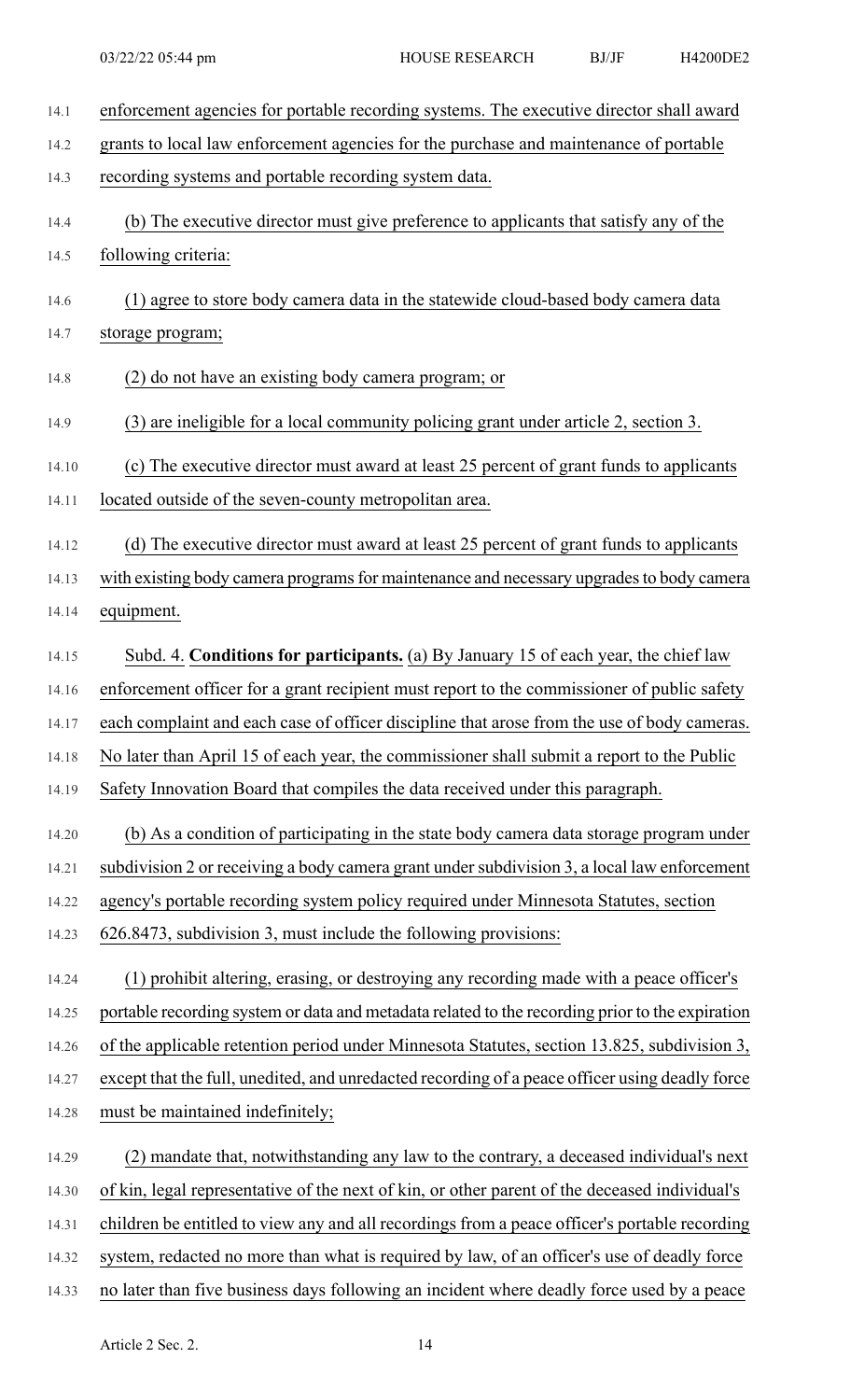enforcement agencies for portable recording systems. The executive director shall award grants to local law enforcement agencies for the purchase and maintenance of portable recording systems and portable recording system data.

(b) The executive director must give preference to applicants that satisfy any of the following criteria:

(1) agree to store body camera data in the statewide cloud-based body camera data storage program;

(2) do not have an existing body camera program; or

(3) are ineligible for a local community policing grant under article 2, section 3.

(c) The executive director must award at least 25 percent of grant funds to applicants located outside of the seven-county metropolitan area.

(d) The executive director must award at least 25 percent of grant funds to applicants with existing body camera programs for maintenance and necessary upgrades to body camera equipment.

Subd. 4. **Conditions for participants.** (a) By January 15 of each year, the chief law enforcement officer for a grant recipient must report to the commissioner of public safety each complaint and each case of officer discipline that arose from the use of body cameras. No later than April 15 of each year, the commissioner shall submit a report to the Public Safety Innovation Board that compiles the data received under this paragraph.

(b) As a condition of participating in the state body camera data storage program under subdivision 2 or receiving a body camera grant under subdivision 3, a local law enforcement agency's portable recording system policy required under Minnesota Statutes, section 626.8473, subdivision 3, must include the following provisions:

(1) prohibit altering, erasing, or destroying any recording made with a peace officer's portable recording system or data and metadata related to the recording prior to the expiration of the applicable retention period under Minnesota Statutes, section 13.825, subdivision 3, except that the full, unedited, and unredacted recording of a peace officer using deadly force must be maintained indefinitely;

(2) mandate that, notwithstanding any law to the contrary, a deceased individual's next of kin, legal representative of the next of kin, or other parent of the deceased individual's children be entitled to view any and all recordings from a peace officer's portable recording system, redacted no more than what is required by law, of an officer's use of deadly force no later than five business days following an incident where deadly force used by a peace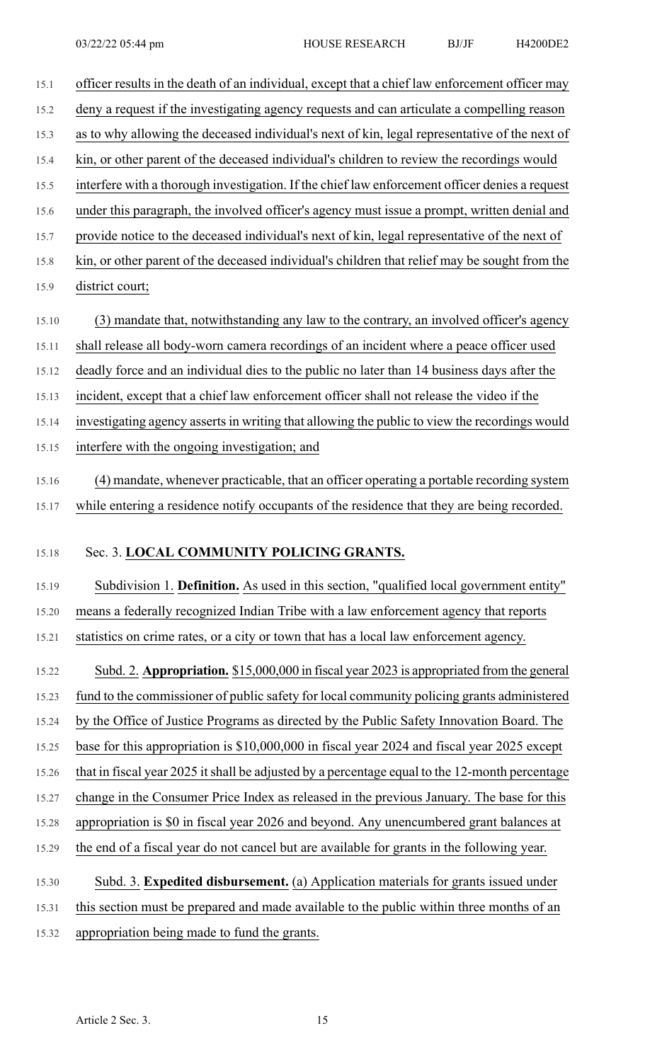officer results in the death of an individual, except that a chief law enforcement officer may deny a request if the investigating agency requests and can articulate a compelling reason as to why allowing the deceased individual's next of kin, legal representative of the next of kin, or other parent of the deceased individual's children to review the recordings would interfere with a thorough investigation. If the chief law enforcement officer denies a request under this paragraph, the involved officer's agency must issue a prompt, written denial and provide notice to the deceased individual's next of kin, legal representative of the next of kin, or other parent of the deceased individual's children that relief may be sought from the district court;

(3) mandate that, notwithstanding any law to the contrary, an involved officer's agency shall release all body-worn camera recordings of an incident where a peace officer used deadly force and an individual dies to the public no later than 14 business days after the incident, except that a chief law enforcement officer shall not release the video if the investigating agency asserts in writing that allowing the public to view the recordings would interfere with the ongoing investigation; and

(4) mandate, whenever practicable, that an officer operating a portable recording system while entering a residence notify occupants of the residence that they are being recorded.

Sec. 3. **LOCAL COMMUNITY POLICING GRANTS.**

Subdivision 1. **Definition.** As used in this section, "qualified local government entity" means a federally recognized Indian Tribe with a law enforcement agency that reports statistics on crime rates, or a city or town that has a local law enforcement agency.

Subd. 2. **Appropriation.** $15,000,000 in fiscal year 2023 is appropriated from the general fund to the commissioner of public safety for local community policing grants administered by the Office of Justice Programs as directed by the Public Safety Innovation Board. The base for this appropriation is $10,000,000 in fiscal year 2024 and fiscal year 2025 except that in fiscal year 2025 it shall be adjusted by a percentage equal to the 12-month percentage change in the Consumer Price Index as released in the previous January. The base for this appropriation is $0 in fiscal year 2026 and beyond. Any unencumbered grant balances at the end of a fiscal year do not cancel but are available for grants in the following year.

Subd. 3. **Expedited disbursement.** (a) Application materials for grants issued under this section must be prepared and made available to the public within three months of an appropriation being made to fund the grants.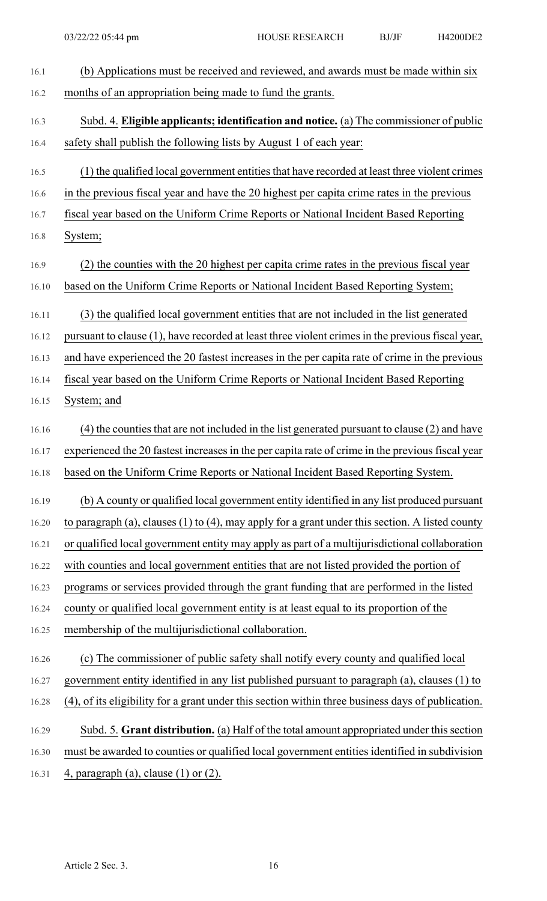(b) Applications must be received and reviewed, and awards must be made within six months of an appropriation being made to fund the grants.

Subd. 4. **Eligible applicants; identification and notice.** (a) The commissioner of public safety shall publish the following lists by August 1 of each year:

(1) the qualified local government entities that have recorded at least three violent crimes in the previous fiscal year and have the 20 highest per capita crime rates in the previous fiscal year based on the Uniform Crime Reports or National Incident Based Reporting System;

(2) the counties with the 20 highest per capita crime rates in the previous fiscal year based on the Uniform Crime Reports or National Incident Based Reporting System;

(3) the qualified local government entities that are not included in the list generated pursuant to clause (1), have recorded at least three violent crimes in the previous fiscal year, and have experienced the 20 fastest increases in the per capita rate of crime in the previous fiscal year based on the Uniform Crime Reports or National Incident Based Reporting System; and

(4) the counties that are not included in the list generated pursuant to clause (2) and have experienced the 20 fastest increases in the per capita rate of crime in the previous fiscal year based on the Uniform Crime Reports or National Incident Based Reporting System.

(b) A county or qualified local government entity identified in any list produced pursuant to paragraph (a), clauses (1) to (4), may apply for a grant under this section. A listed county or qualified local government entity may apply as part of a multijurisdictional collaboration with counties and local government entities that are not listed provided the portion of programs or services provided through the grant funding that are performed in the listed county or qualified local government entity is at least equal to its proportion of the membership of the multijurisdictional collaboration.

(c) The commissioner of public safety shall notify every county and qualified local government entity identified in any list published pursuant to paragraph (a), clauses (1) to (4), of its eligibility for a grant under this section within three business days of publication.

Subd. 5. **Grant distribution.** (a) Half of the total amount appropriated under this section must be awarded to counties or qualified local government entities identified in subdivision 4, paragraph (a), clause (1) or (2).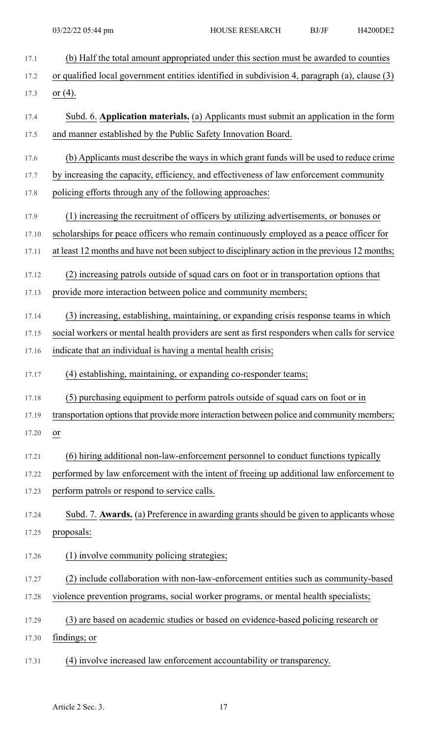(b) Half the total amount appropriated under this section must be awarded to counties or qualified local government entities identified in subdivision 4, paragraph (a), clause (3) or (4).

Subd. 6. **Application materials.** (a) Applicants must submit an application in the form and manner established by the Public Safety Innovation Board.

(b) Applicants must describe the ways in which grant funds will be used to reduce crime by increasing the capacity, efficiency, and effectiveness of law enforcement community policing efforts through any of the following approaches:

(1) increasing the recruitment of officers by utilizing advertisements, or bonuses or scholarships for peace officers who remain continuously employed as a peace officer for at least 12 months and have not been subject to disciplinary action in the previous 12 months;

(2) increasing patrols outside of squad cars on foot or in transportation options that provide more interaction between police and community members;

(3) increasing, establishing, maintaining, or expanding crisis response teams in which social workers or mental health providers are sent as first responders when calls for service indicate that an individual is having a mental health crisis;

(4) establishing, maintaining, or expanding co-responder teams;

(5) purchasing equipment to perform patrols outside of squad cars on foot or in transportation options that provide more interaction between police and community members; or

(6) hiring additional non-law-enforcement personnel to conduct functions typically performed by law enforcement with the intent of freeing up additional law enforcement to perform patrols or respond to service calls.

Subd. 7. **Awards.** (a) Preference in awarding grants should be given to applicants whose proposals:

(1) involve community policing strategies;

(2) include collaboration with non-law-enforcement entities such as community-based violence prevention programs, social worker programs, or mental health specialists;

(3) are based on academic studies or based on evidence-based policing research or findings; or

(4) involve increased law enforcement accountability or transparency.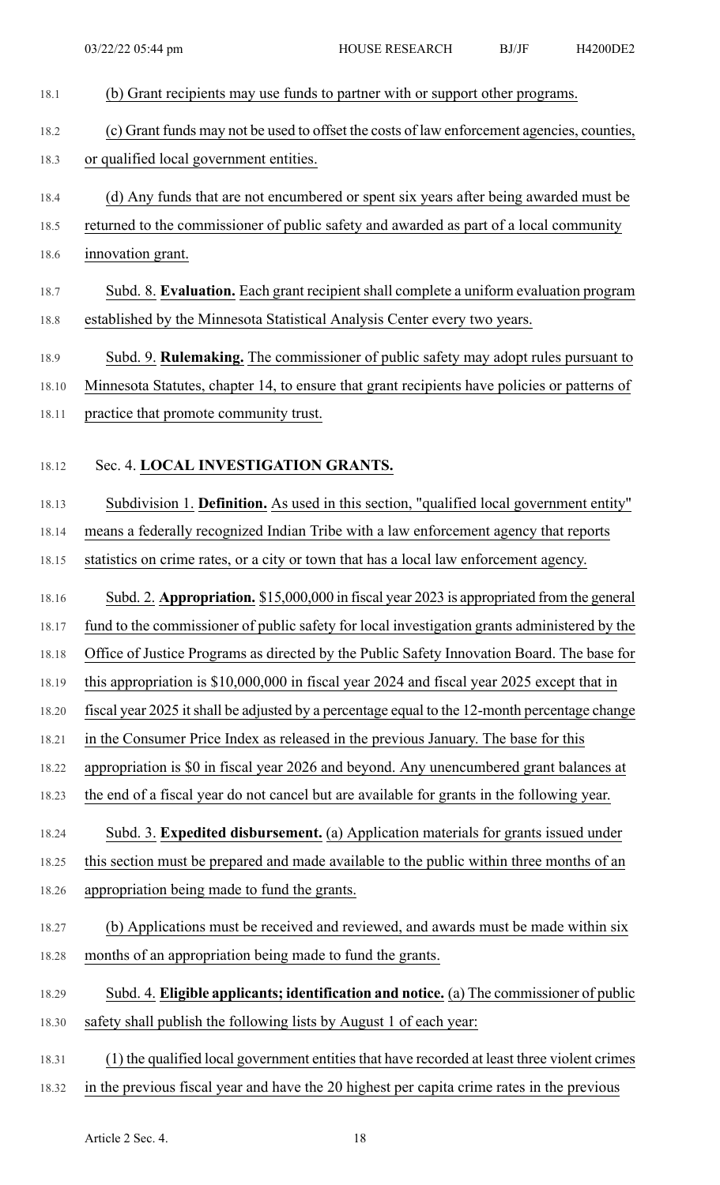(b) Grant recipients may use funds to partner with or support other programs.

(c) Grant funds may not be used to offset the costs of law enforcement agencies, counties, or qualified local government entities.

(d) Any funds that are not encumbered or spent six years after being awarded must be returned to the commissioner of public safety and awarded as part of a local community innovation grant.

Subd. 8. **Evaluation.** Each grant recipient shall complete a uniform evaluation program established by the Minnesota Statistical Analysis Center every two years.

Subd. 9. **Rulemaking.** The commissioner of public safety may adopt rules pursuant to Minnesota Statutes, chapter 14, to ensure that grant recipients have policies or patterns of practice that promote community trust.

Sec. 4. **LOCAL INVESTIGATION GRANTS.**

Subdivision 1. **Definition.** As used in this section, "qualified local government entity" means a federally recognized Indian Tribe with a law enforcement agency that reports statistics on crime rates, or a city or town that has a local law enforcement agency.

Subd. 2. **Appropriation.** $15,000,000 in fiscal year 2023 is appropriated from the general fund to the commissioner of public safety for local investigation grants administered by the Office of Justice Programs as directed by the Public Safety Innovation Board. The base for this appropriation is $10,000,000 in fiscal year 2024 and fiscal year 2025 except that in fiscal year 2025 it shall be adjusted by a percentage equal to the 12-month percentage change in the Consumer Price Index as released in the previous January. The base for this appropriation is $0 in fiscal year 2026 and beyond. Any unencumbered grant balances at the end of a fiscal year do not cancel but are available for grants in the following year.

Subd. 3. **Expedited disbursement.** (a) Application materials for grants issued under this section must be prepared and made available to the public within three months of an appropriation being made to fund the grants.

(b) Applications must be received and reviewed, and awards must be made within six months of an appropriation being made to fund the grants.

Subd. 4. **Eligible applicants; identification and notice.** (a) The commissioner of public safety shall publish the following lists by August 1 of each year:

(1) the qualified local government entities that have recorded at least three violent crimes in the previous fiscal year and have the 20 highest per capita crime rates in the previous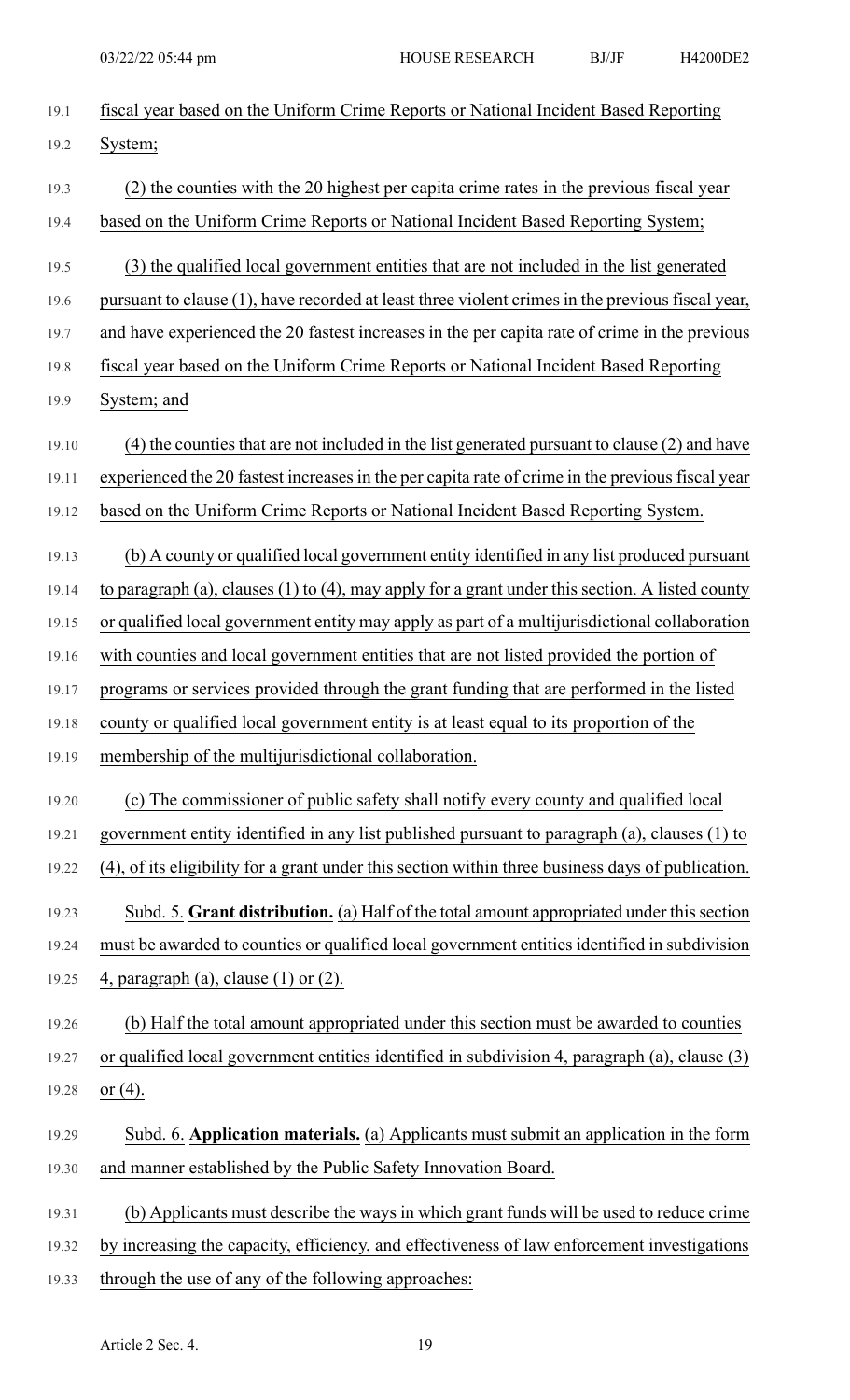fiscal year based on the Uniform Crime Reports or National Incident Based Reporting System;

(2) the counties with the 20 highest per capita crime rates in the previous fiscal year based on the Uniform Crime Reports or National Incident Based Reporting System;

(3) the qualified local government entities that are not included in the list generated pursuant to clause (1), have recorded at least three violent crimes in the previous fiscal year, and have experienced the 20 fastest increases in the per capita rate of crime in the previous fiscal year based on the Uniform Crime Reports or National Incident Based Reporting System; and

(4) the counties that are not included in the list generated pursuant to clause (2) and have experienced the 20 fastest increases in the per capita rate of crime in the previous fiscal year based on the Uniform Crime Reports or National Incident Based Reporting System.

(b) A county or qualified local government entity identified in any list produced pursuant to paragraph (a), clauses (1) to (4), may apply for a grant under this section. A listed county or qualified local government entity may apply as part of a multijurisdictional collaboration with counties and local government entities that are not listed provided the portion of programs or services provided through the grant funding that are performed in the listed county or qualified local government entity is at least equal to its proportion of the membership of the multijurisdictional collaboration.

(c) The commissioner of public safety shall notify every county and qualified local government entity identified in any list published pursuant to paragraph (a), clauses (1) to (4), of its eligibility for a grant under this section within three business days of publication.

Subd. 5. **Grant distribution.** (a) Half of the total amount appropriated under this section must be awarded to counties or qualified local government entities identified in subdivision 4, paragraph (a), clause (1) or (2).

(b) Half the total amount appropriated under this section must be awarded to counties or qualified local government entities identified in subdivision 4, paragraph (a), clause (3) or (4).

Subd. 6. **Application materials.** (a) Applicants must submit an application in the form and manner established by the Public Safety Innovation Board.

(b) Applicants must describe the ways in which grant funds will be used to reduce crime by increasing the capacity, efficiency, and effectiveness of law enforcement investigations through the use of any of the following approaches: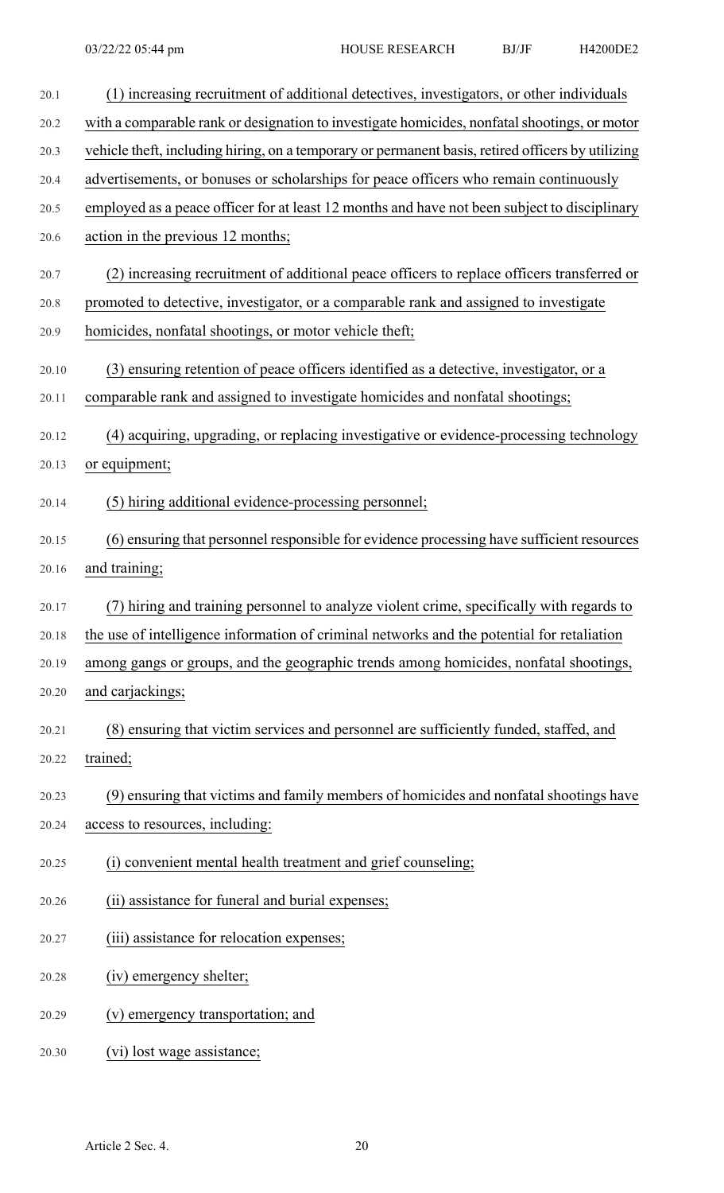(1) increasing recruitment of additional detectives, investigators, or other individuals with a comparable rank or designation to investigate homicides, nonfatal shootings, or motor vehicle theft, including hiring, on a temporary or permanent basis, retired officers by utilizing advertisements, or bonuses or scholarships for peace officers who remain continuously employed as a peace officer for at least 12 months and have not been subject to disciplinary action in the previous 12 months;

(2) increasing recruitment of additional peace officers to replace officers transferred or promoted to detective, investigator, or a comparable rank and assigned to investigate homicides, nonfatal shootings, or motor vehicle theft;

(3) ensuring retention of peace officers identified as a detective, investigator, or a comparable rank and assigned to investigate homicides and nonfatal shootings;

(4) acquiring, upgrading, or replacing investigative or evidence-processing technology or equipment;

(5) hiring additional evidence-processing personnel;

(6) ensuring that personnel responsible for evidence processing have sufficient resources and training;

(7) hiring and training personnel to analyze violent crime, specifically with regards to the use of intelligence information of criminal networks and the potential for retaliation among gangs or groups, and the geographic trends among homicides, nonfatal shootings, and carjackings;

(8) ensuring that victim services and personnel are sufficiently funded, staffed, and trained;

(9) ensuring that victims and family members of homicides and nonfatal shootings have access to resources, including:

(i) convenient mental health treatment and grief counseling;

(ii) assistance for funeral and burial expenses;

(iii) assistance for relocation expenses;

(iv) emergency shelter;

(v) emergency transportation; and

(vi) lost wage assistance;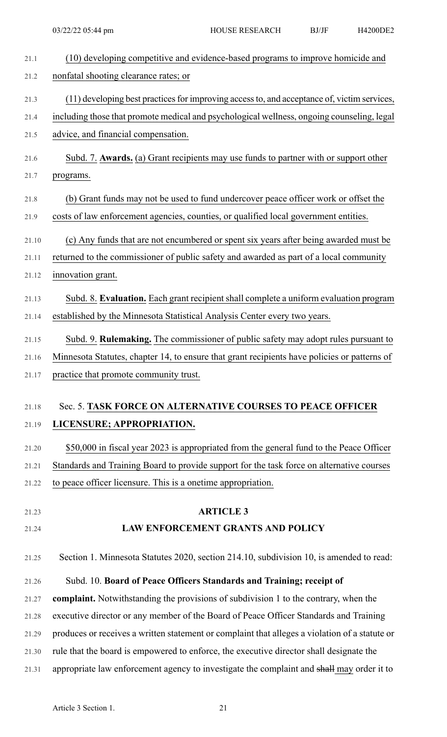(10) developing competitive and evidence-based programs to improve homicide and nonfatal shooting clearance rates; or

(11) developing best practices for improving access to, and acceptance of, victim services, including those that promote medical and psychological wellness, ongoing counseling, legal advice, and financial compensation.

Subd. 7. **Awards.** (a) Grant recipients may use funds to partner with or support other programs.

(b) Grant funds may not be used to fund undercover peace officer work or offset the costs of law enforcement agencies, counties, or qualified local government entities.

(c) Any funds that are not encumbered or spent six years after being awarded must be returned to the commissioner of public safety and awarded as part of a local community innovation grant.

Subd. 8. **Evaluation.** Each grant recipient shall complete a uniform evaluation program established by the Minnesota Statistical Analysis Center every two years.

Subd. 9. **Rulemaking.** The commissioner of public safety may adopt rules pursuant to Minnesota Statutes, chapter 14, to ensure that grant recipients have policies or patterns of practice that promote community trust.

Sec. 5. **TASK FORCE ON ALTERNATIVE COURSES TO PEACE OFFICER LICENSURE; APPROPRIATION.**

$50,000 in fiscal year 2023 is appropriated from the general fund to the Peace Officer Standards and Training Board to provide support for the task force on alternative courses to peace officer licensure. This is a onetime appropriation.

## ARTICLE 3

## LAW ENFORCEMENT GRANTS AND POLICY

Section 1. Minnesota Statutes 2020, section 214.10, subdivision 10, is amended to read:

Subd. 10. **Board of Peace Officers Standards and Training; receipt of complaint.** Notwithstanding the provisions of subdivision 1 to the contrary, when the executive director or any member of the Board of Peace Officer Standards and Training produces or receives a written statement or complaint that alleges a violation of a statute or rule that the board is empowered to enforce, the executive director shall designate the appropriate law enforcement agency to investigate the complaint and ~~shall~~ may order it to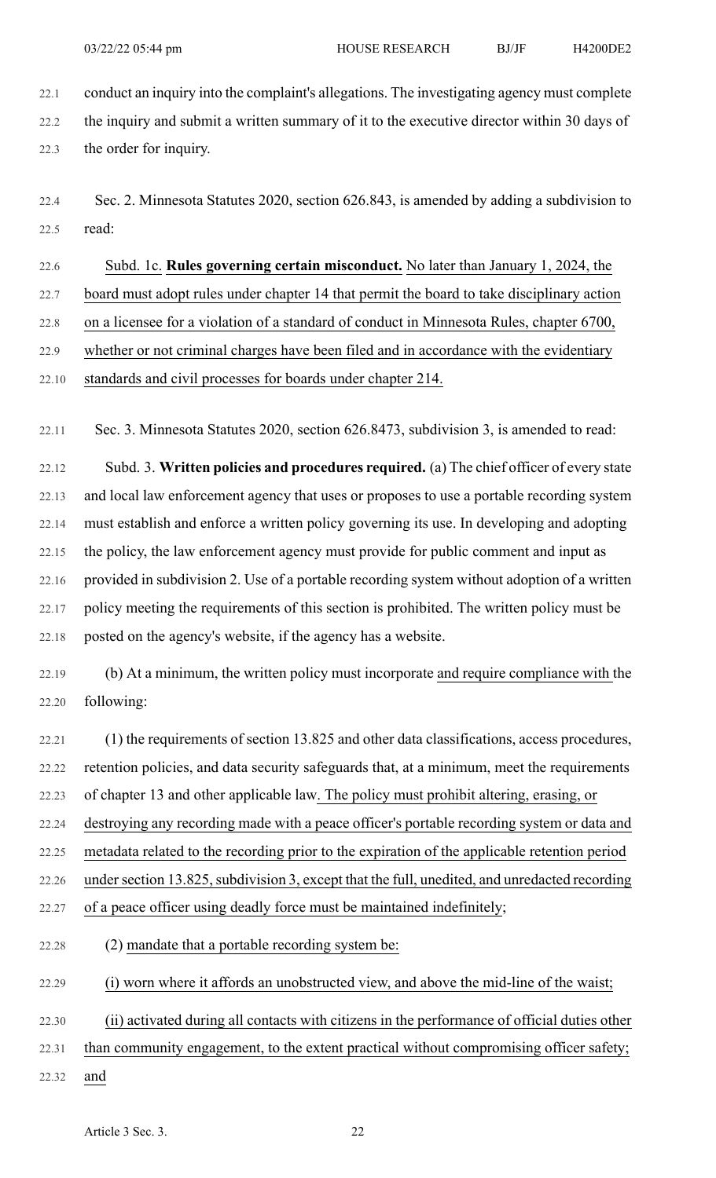conduct an inquiry into the complaint's allegations. The investigating agency must complete the inquiry and submit a written summary of it to the executive director within 30 days of the order for inquiry.

Sec. 2. Minnesota Statutes 2020, section 626.843, is amended by adding a subdivision to read:

Subd. 1c. **Rules governing certain misconduct.** No later than January 1, 2024, the board must adopt rules under chapter 14 that permit the board to take disciplinary action on a licensee for a violation of a standard of conduct in Minnesota Rules, chapter 6700, whether or not criminal charges have been filed and in accordance with the evidentiary standards and civil processes for boards under chapter 214.

Sec. 3. Minnesota Statutes 2020, section 626.8473, subdivision 3, is amended to read:

Subd. 3. **Written policies and procedures required.** (a) The chief officer of every state and local law enforcement agency that uses or proposes to use a portable recording system must establish and enforce a written policy governing its use. In developing and adopting the policy, the law enforcement agency must provide for public comment and input as provided in subdivision 2. Use of a portable recording system without adoption of a written policy meeting the requirements of this section is prohibited. The written policy must be posted on the agency's website, if the agency has a website.

(b) At a minimum, the written policy must incorporate and require compliance with the following:

(1) the requirements of section 13.825 and other data classifications, access procedures, retention policies, and data security safeguards that, at a minimum, meet the requirements of chapter 13 and other applicable law. The policy must prohibit altering, erasing, or destroying any recording made with a peace officer's portable recording system or data and metadata related to the recording prior to the expiration of the applicable retention period under section 13.825, subdivision 3, except that the full, unedited, and unredacted recording of a peace officer using deadly force must be maintained indefinitely;

(2) mandate that a portable recording system be:

(i) worn where it affords an unobstructed view, and above the mid-line of the waist;

(ii) activated during all contacts with citizens in the performance of official duties other than community engagement, to the extent practical without compromising officer safety; and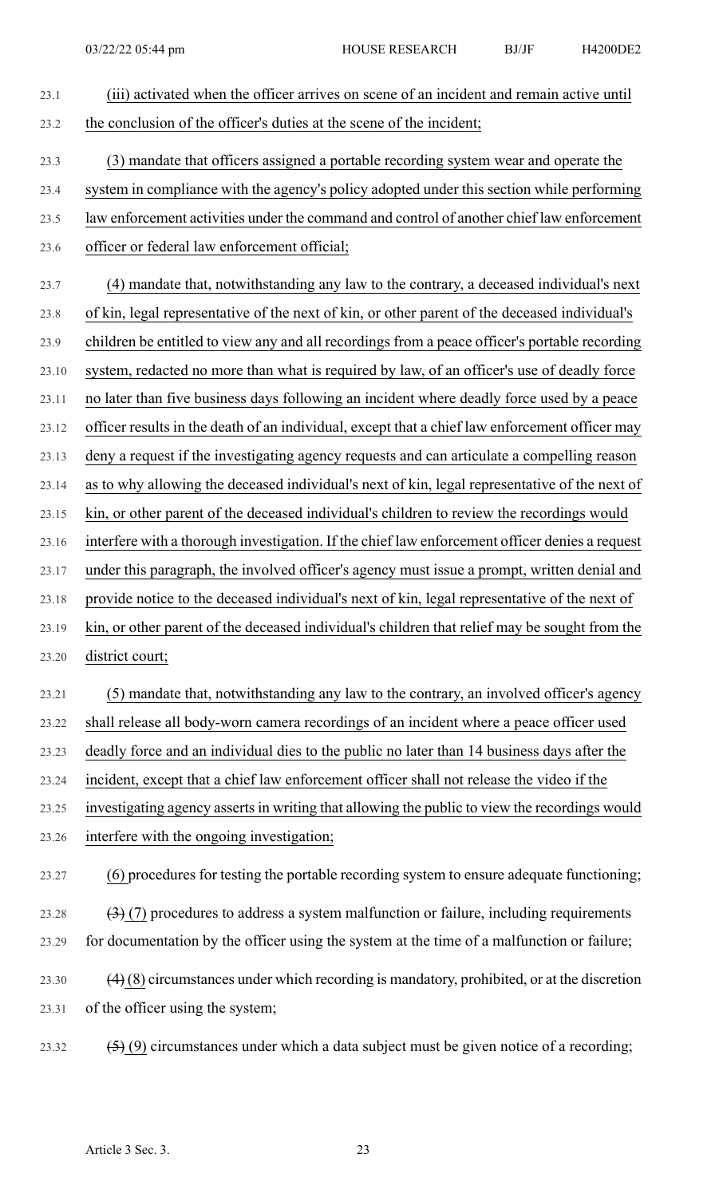(iii) activated when the officer arrives on scene of an incident and remain active until the conclusion of the officer's duties at the scene of the incident;

(3) mandate that officers assigned a portable recording system wear and operate the system in compliance with the agency's policy adopted under this section while performing law enforcement activities under the command and control of another chief law enforcement officer or federal law enforcement official;

(4) mandate that, notwithstanding any law to the contrary, a deceased individual's next of kin, legal representative of the next of kin, or other parent of the deceased individual's children be entitled to view any and all recordings from a peace officer's portable recording system, redacted no more than what is required by law, of an officer's use of deadly force no later than five business days following an incident where deadly force used by a peace officer results in the death of an individual, except that a chief law enforcement officer may deny a request if the investigating agency requests and can articulate a compelling reason as to why allowing the deceased individual's next of kin, legal representative of the next of kin, or other parent of the deceased individual's children to review the recordings would interfere with a thorough investigation. If the chief law enforcement officer denies a request under this paragraph, the involved officer's agency must issue a prompt, written denial and provide notice to the deceased individual's next of kin, legal representative of the next of kin, or other parent of the deceased individual's children that relief may be sought from the district court;

(5) mandate that, notwithstanding any law to the contrary, an involved officer's agency shall release all body-worn camera recordings of an incident where a peace officer used deadly force and an individual dies to the public no later than 14 business days after the incident, except that a chief law enforcement officer shall not release the video if the investigating agency asserts in writing that allowing the public to view the recordings would interfere with the ongoing investigation;

(6) procedures for testing the portable recording system to ensure adequate functioning;

~~(3)~~ (7) procedures to address a system malfunction or failure, including requirements for documentation by the officer using the system at the time of a malfunction or failure;

~~(4)~~ (8) circumstances under which recording is mandatory, prohibited, or at the discretion of the officer using the system;

~~(5)~~ (9) circumstances under which a data subject must be given notice of a recording;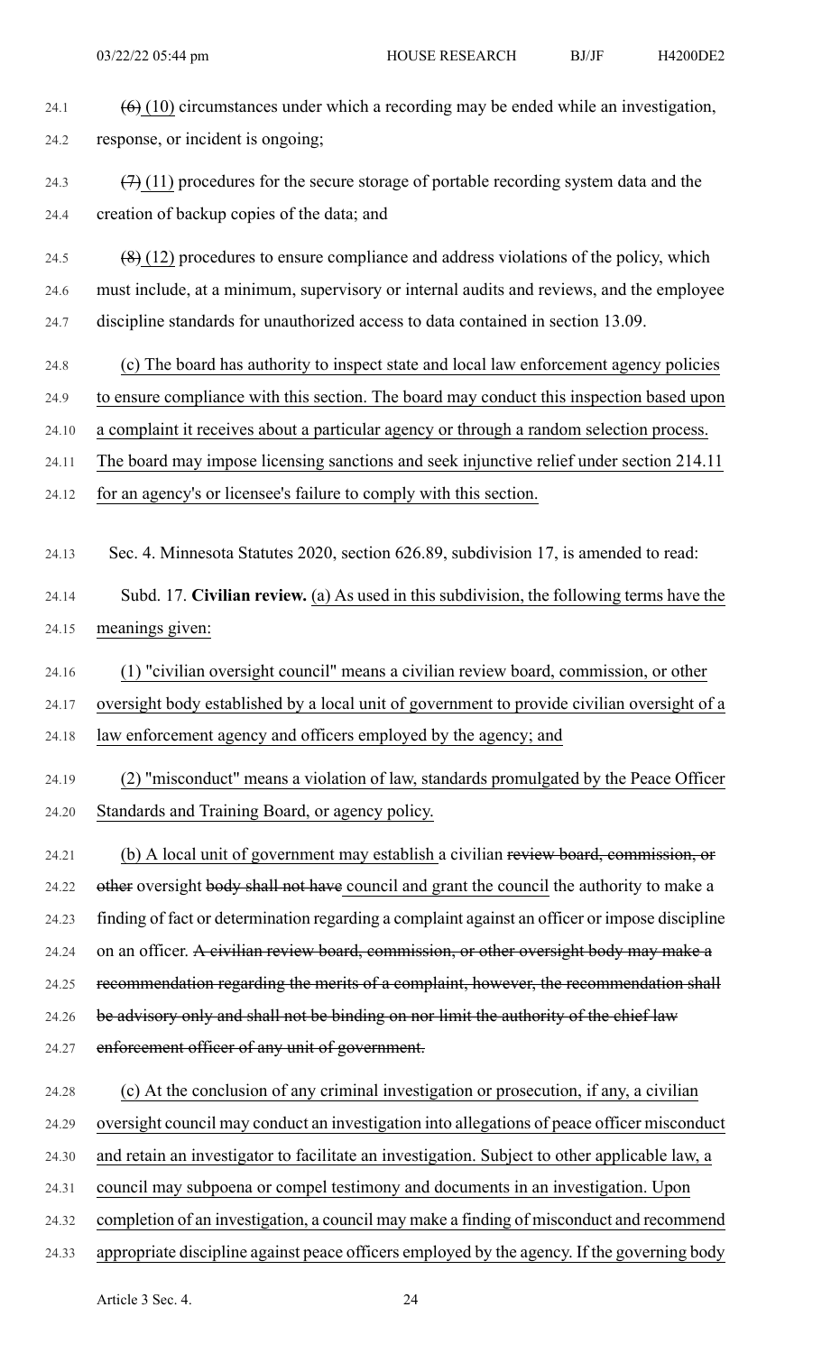~~(6)~~ (10) circumstances under which a recording may be ended while an investigation, response, or incident is ongoing;

~~(7)~~ (11) procedures for the secure storage of portable recording system data and the creation of backup copies of the data; and

~~(8)~~ (12) procedures to ensure compliance and address violations of the policy, which must include, at a minimum, supervisory or internal audits and reviews, and the employee discipline standards for unauthorized access to data contained in section 13.09.

(c) The board has authority to inspect state and local law enforcement agency policies to ensure compliance with this section. The board may conduct this inspection based upon a complaint it receives about a particular agency or through a random selection process. The board may impose licensing sanctions and seek injunctive relief under section 214.11 for an agency's or licensee's failure to comply with this section.

Sec. 4. Minnesota Statutes 2020, section 626.89, subdivision 17, is amended to read:

Subd. 17. **Civilian review.** (a) As used in this subdivision, the following terms have the meanings given:

(1) "civilian oversight council" means a civilian review board, commission, or other oversight body established by a local unit of government to provide civilian oversight of a law enforcement agency and officers employed by the agency; and

(2) "misconduct" means a violation of law, standards promulgated by the Peace Officer Standards and Training Board, or agency policy.

(b) A local unit of government may establish a civilian ~~review board, commission, or other~~ oversight ~~body shall not have~~ council and grant the council the authority to make a finding of fact or determination regarding a complaint against an officer or impose discipline on an officer. ~~A civilian review board, commission, or other oversight body may make a recommendation regarding the merits of a complaint, however, the recommendation shall be advisory only and shall not be binding on nor limit the authority of the chief law enforcement officer of any unit of government.~~

(c) At the conclusion of any criminal investigation or prosecution, if any, a civilian oversight council may conduct an investigation into allegations of peace officer misconduct and retain an investigator to facilitate an investigation. Subject to other applicable law, a council may subpoena or compel testimony and documents in an investigation. Upon completion of an investigation, a council may make a finding of misconduct and recommend appropriate discipline against peace officers employed by the agency. If the governing body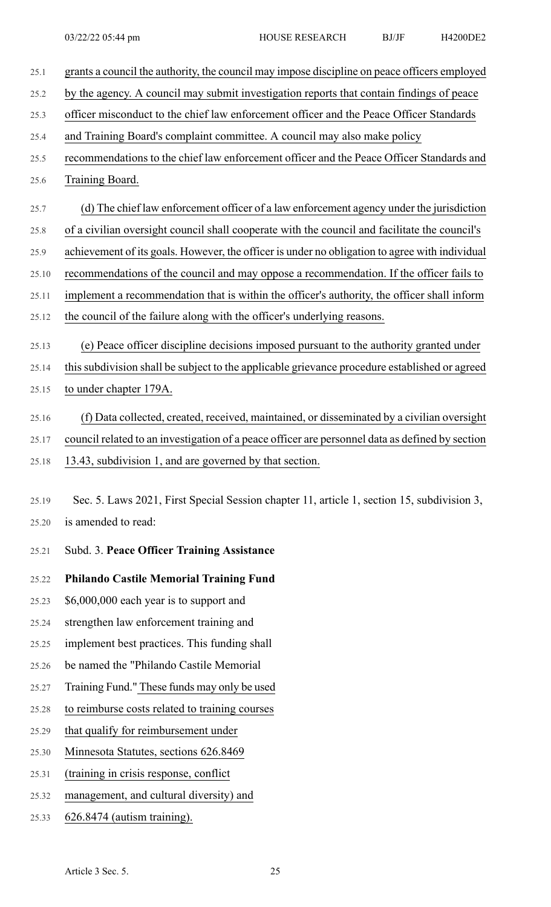grants a council the authority, the council may impose discipline on peace officers employed by the agency. A council may submit investigation reports that contain findings of peace officer misconduct to the chief law enforcement officer and the Peace Officer Standards and Training Board's complaint committee. A council may also make policy recommendations to the chief law enforcement officer and the Peace Officer Standards and Training Board.

(d) The chief law enforcement officer of a law enforcement agency under the jurisdiction of a civilian oversight council shall cooperate with the council and facilitate the council's achievement of its goals. However, the officer is under no obligation to agree with individual recommendations of the council and may oppose a recommendation. If the officer fails to implement a recommendation that is within the officer's authority, the officer shall inform the council of the failure along with the officer's underlying reasons.

(e) Peace officer discipline decisions imposed pursuant to the authority granted under this subdivision shall be subject to the applicable grievance procedure established or agreed to under chapter 179A.

(f) Data collected, created, received, maintained, or disseminated by a civilian oversight council related to an investigation of a peace officer are personnel data as defined by section 13.43, subdivision 1, and are governed by that section.

Sec. 5. Laws 2021, First Special Session chapter 11, article 1, section 15, subdivision 3, is amended to read:

Subd. 3. **Peace Officer Training Assistance**

**Philando Castile Memorial Training Fund**

$6,000,000 each year is to support and strengthen law enforcement training and implement best practices. This funding shall be named the "Philando Castile Memorial Training Fund." These funds may only be used to reimburse costs related to training courses that qualify for reimbursement under Minnesota Statutes, sections 626.8469 (training in crisis response, conflict management, and cultural diversity) and 626.8474 (autism training).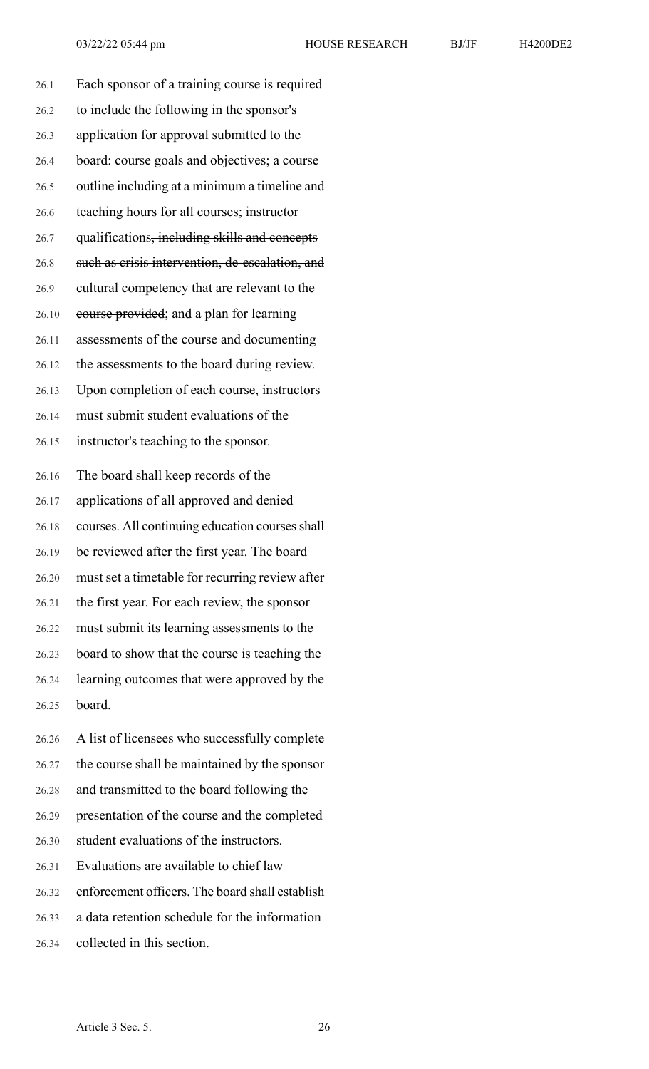Each sponsor of a training course is required to include the following in the sponsor's application for approval submitted to the board: course goals and objectives; a course outline including at a minimum a timeline and teaching hours for all courses; instructor qualifications~~, including skills and concepts such as crisis intervention, de-escalation, and cultural competency that are relevant to the course provided~~; and a plan for learning assessments of the course and documenting the assessments to the board during review. Upon completion of each course, instructors must submit student evaluations of the instructor's teaching to the sponsor.

The board shall keep records of the applications of all approved and denied courses. All continuing education courses shall be reviewed after the first year. The board must set a timetable for recurring review after the first year. For each review, the sponsor must submit its learning assessments to the board to show that the course is teaching the learning outcomes that were approved by the board.

A list of licensees who successfully complete the course shall be maintained by the sponsor and transmitted to the board following the presentation of the course and the completed student evaluations of the instructors. Evaluations are available to chief law enforcement officers. The board shall establish a data retention schedule for the information collected in this section.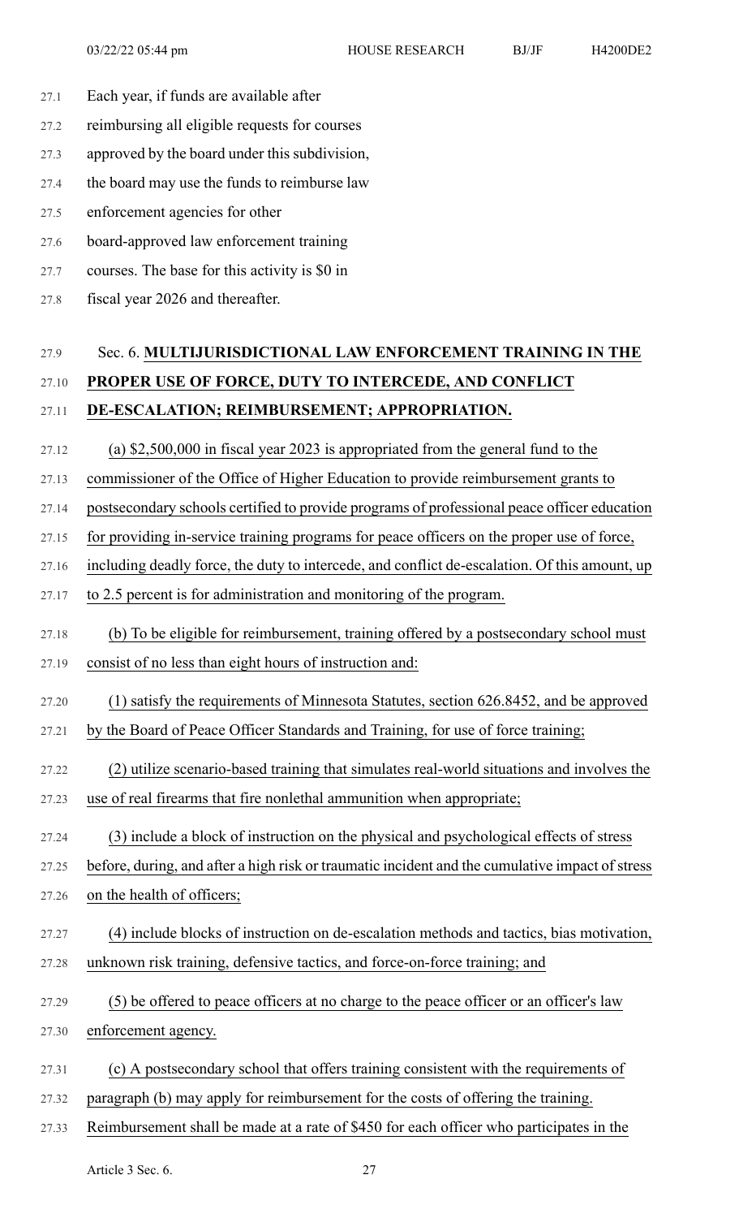Each year, if funds are available after reimbursing all eligible requests for courses approved by the board under this subdivision, the board may use the funds to reimburse law enforcement agencies for other board-approved law enforcement training courses. The base for this activity is $0 in fiscal year 2026 and thereafter.

Sec. 6. **MULTIJURISDICTIONAL LAW ENFORCEMENT TRAINING IN THE PROPER USE OF FORCE, DUTY TO INTERCEDE, AND CONFLICT DE-ESCALATION; REIMBURSEMENT; APPROPRIATION.**

(a) $2,500,000 in fiscal year 2023 is appropriated from the general fund to the commissioner of the Office of Higher Education to provide reimbursement grants to postsecondary schools certified to provide programs of professional peace officer education for providing in-service training programs for peace officers on the proper use of force, including deadly force, the duty to intercede, and conflict de-escalation. Of this amount, up to 2.5 percent is for administration and monitoring of the program.

(b) To be eligible for reimbursement, training offered by a postsecondary school must consist of no less than eight hours of instruction and:

(1) satisfy the requirements of Minnesota Statutes, section 626.8452, and be approved by the Board of Peace Officer Standards and Training, for use of force training;

(2) utilize scenario-based training that simulates real-world situations and involves the use of real firearms that fire nonlethal ammunition when appropriate;

(3) include a block of instruction on the physical and psychological effects of stress before, during, and after a high risk or traumatic incident and the cumulative impact of stress on the health of officers;

(4) include blocks of instruction on de-escalation methods and tactics, bias motivation, unknown risk training, defensive tactics, and force-on-force training; and

(5) be offered to peace officers at no charge to the peace officer or an officer's law enforcement agency.

(c) A postsecondary school that offers training consistent with the requirements of paragraph (b) may apply for reimbursement for the costs of offering the training. Reimbursement shall be made at a rate of $450 for each officer who participates in the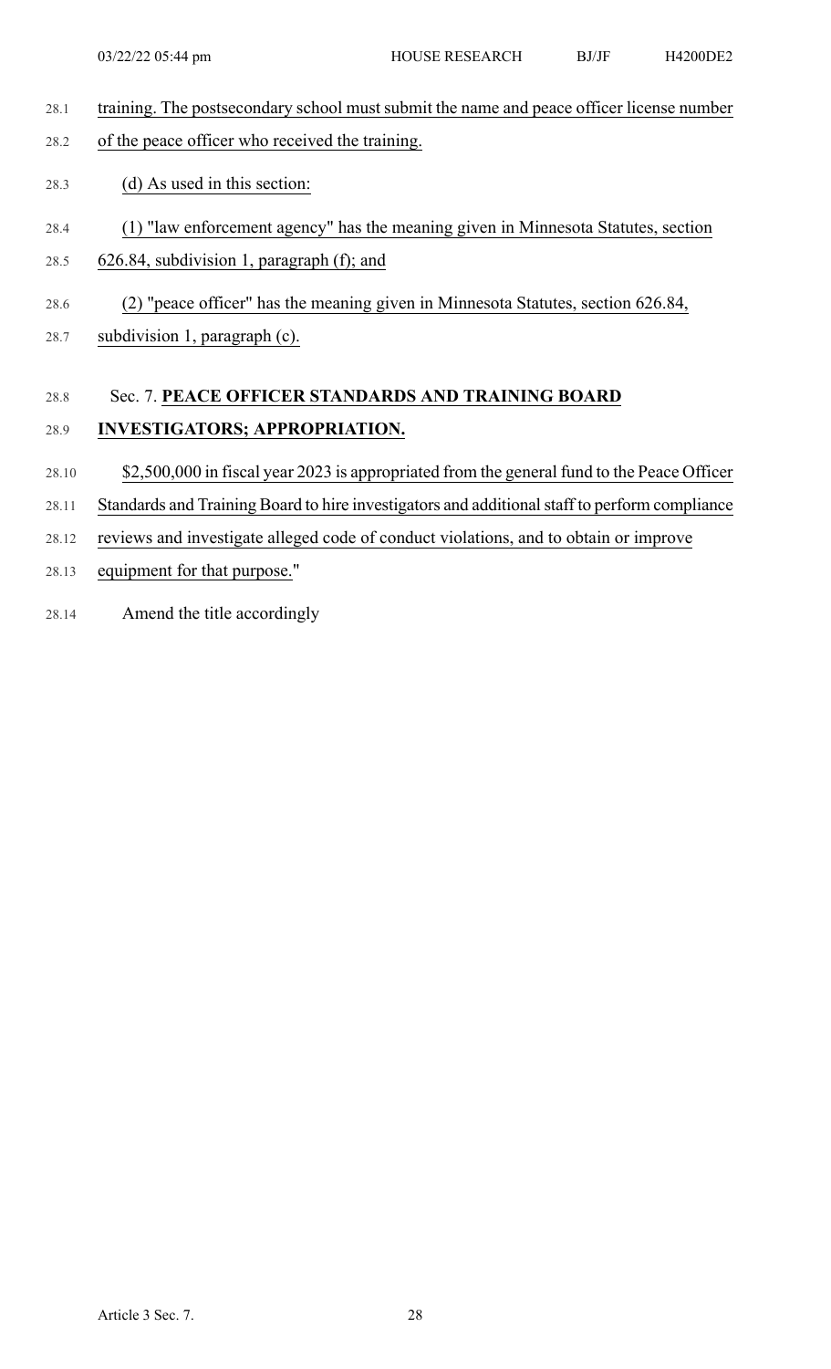training. The postsecondary school must submit the name and peace officer license number of the peace officer who received the training.

(d) As used in this section:

(1) "law enforcement agency" has the meaning given in Minnesota Statutes, section 626.84, subdivision 1, paragraph (f); and

(2) "peace officer" has the meaning given in Minnesota Statutes, section 626.84, subdivision 1, paragraph (c).

Sec. 7. **PEACE OFFICER STANDARDS AND TRAINING BOARD INVESTIGATORS; APPROPRIATION.**

$2,500,000 in fiscal year 2023 is appropriated from the general fund to the Peace Officer Standards and Training Board to hire investigators and additional staff to perform compliance reviews and investigate alleged code of conduct violations, and to obtain or improve equipment for that purpose."

Amend the title accordingly